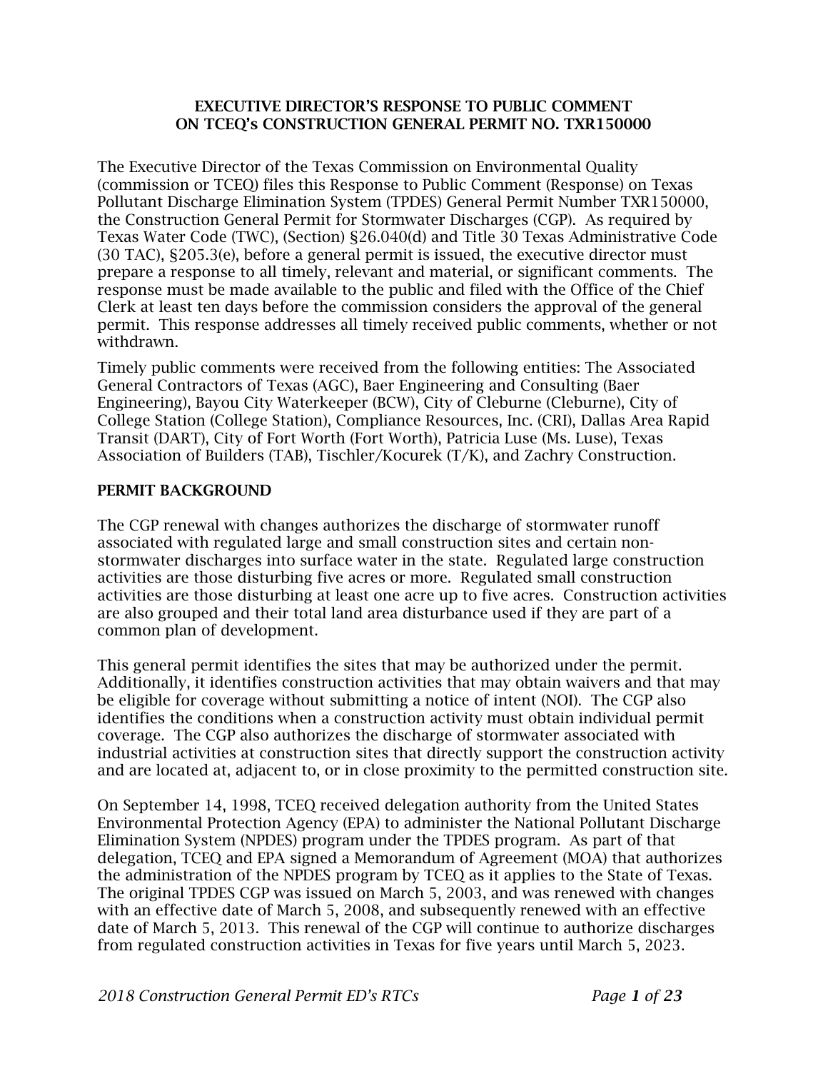# EXECUTIVE DIRECTOR'S RESPONSE TO PUBLIC COMMENT ON TCEQ's CONSTRUCTION GENERAL PERMIT NO. TXR150000

The Executive Director of the Texas Commission on Environmental Quality (commission or TCEQ) files this Response to Public Comment (Response) on Texas Pollutant Discharge Elimination System (TPDES) General Permit Number TXR150000, the Construction General Permit for Stormwater Discharges (CGP). As required by Texas Water Code (TWC), (Section) §26.040(d) and Title 30 Texas Administrative Code (30 TAC), §205.3(e), before a general permit is issued, the executive director must prepare a response to all timely, relevant and material, or significant comments. The response must be made available to the public and filed with the Office of the Chief Clerk at least ten days before the commission considers the approval of the general permit. This response addresses all timely received public comments, whether or not withdrawn.

Timely public comments were received from the following entities: The Associated General Contractors of Texas (AGC), Baer Engineering and Consulting (Baer Engineering), Bayou City Waterkeeper (BCW), City of Cleburne (Cleburne), City of College Station (College Station), Compliance Resources, Inc. (CRI), Dallas Area Rapid Transit (DART), City of Fort Worth (Fort Worth), Patricia Luse (Ms. Luse), Texas Association of Builders (TAB), Tischler/Kocurek (T/K), and Zachry Construction.

## PERMIT BACKGROUND

The CGP renewal with changes authorizes the discharge of stormwater runoff associated with regulated large and small construction sites and certain non-stormwater discharges into surface water in the state. Regulated large construction activities are those disturbing five acres or more. Regulated small construction activities are those disturbing at least one acre up to five acres. Construction activities are also grouped and their total land area disturbance used if they are part of a common plan of development.

This general permit identifies the sites that may be authorized under the permit. Additionally, it identifies construction activities that may obtain waivers and that may be eligible for coverage without submitting a notice of intent (NOI). The CGP also identifies the conditions when a construction activity must obtain individual permit coverage. The CGP also authorizes the discharge of stormwater associated with industrial activities at construction sites that directly support the construction activity and are located at, adjacent to, or in close proximity to the permitted construction site.

On September 14, 1998, TCEQ received delegation authority from the United States Environmental Protection Agency (EPA) to administer the National Pollutant Discharge Elimination System (NPDES) program under the TPDES program. As part of that delegation, TCEQ and EPA signed a Memorandum of Agreement (MOA) that authorizes the administration of the NPDES program by TCEQ as it applies to the State of Texas. The original TPDES CGP was issued on March 5, 2003, and was renewed with changes with an effective date of March 5, 2008, and subsequently renewed with an effective date of March 5, 2013. This renewal of the CGP will continue to authorize discharges from regulated construction activities in Texas for five years until March 5, 2023.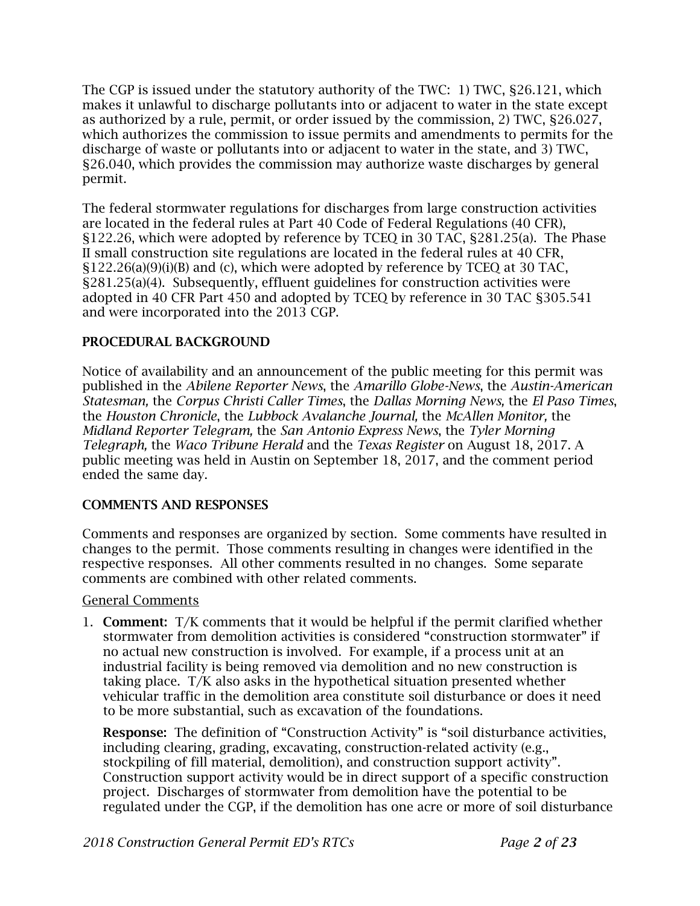The CGP is issued under the statutory authority of the TWC: 1) TWC, §26.121, which makes it unlawful to discharge pollutants into or adjacent to water in the state except as authorized by a rule, permit, or order issued by the commission, 2) TWC, §26.027, which authorizes the commission to issue permits and amendments to permits for the discharge of waste or pollutants into or adjacent to water in the state, and 3) TWC, §26.040, which provides the commission may authorize waste discharges by general permit.

The federal stormwater regulations for discharges from large construction activities are located in the federal rules at Part 40 Code of Federal Regulations (40 CFR), §122.26, which were adopted by reference by TCEQ in 30 TAC, §281.25(a). The Phase II small construction site regulations are located in the federal rules at 40 CFR, §122.26(a)(9)(i)(B) and (c), which were adopted by reference by TCEQ at 30 TAC, §281.25(a)(4). Subsequently, effluent guidelines for construction activities were adopted in 40 CFR Part 450 and adopted by TCEQ by reference in 30 TAC §305.541 and were incorporated into the 2013 CGP.

## PROCEDURAL BACKGROUND

Notice of availability and an announcement of the public meeting for this permit was published in the *Abilene Reporter News*, the *Amarillo Globe-News*, the *Austin-American Statesman,* the *Corpus Christi Caller Times*, the *Dallas Morning News,* the *El Paso Times*, the *Houston Chronicle*, the *Lubbock Avalanche Journal,* the *McAllen Monitor,* the *Midland Reporter Telegram,* the *San Antonio Express News*, the *Tyler Morning Telegraph,* the *Waco Tribune Herald* and the *Texas Register* on August 18, 2017. A public meeting was held in Austin on September 18, 2017, and the comment period ended the same day.

## COMMENTS AND RESPONSES

Comments and responses are organized by section. Some comments have resulted in changes to the permit. Those comments resulting in changes were identified in the respective responses. All other comments resulted in no changes. Some separate comments are combined with other related comments.

General Comments

1. **Comment:** T/K comments that it would be helpful if the permit clarified whether stormwater from demolition activities is considered "construction stormwater" if no actual new construction is involved. For example, if a process unit at an industrial facility is being removed via demolition and no new construction is taking place. T/K also asks in the hypothetical situation presented whether vehicular traffic in the demolition area constitute soil disturbance or does it need to be more substantial, such as excavation of the foundations.

   **Response:** The definition of "Construction Activity" is "soil disturbance activities, including clearing, grading, excavating, construction-related activity (e.g., stockpiling of fill material, demolition), and construction support activity". Construction support activity would be in direct support of a specific construction project. Discharges of stormwater from demolition have the potential to be regulated under the CGP, if the demolition has one acre or more of soil disturbance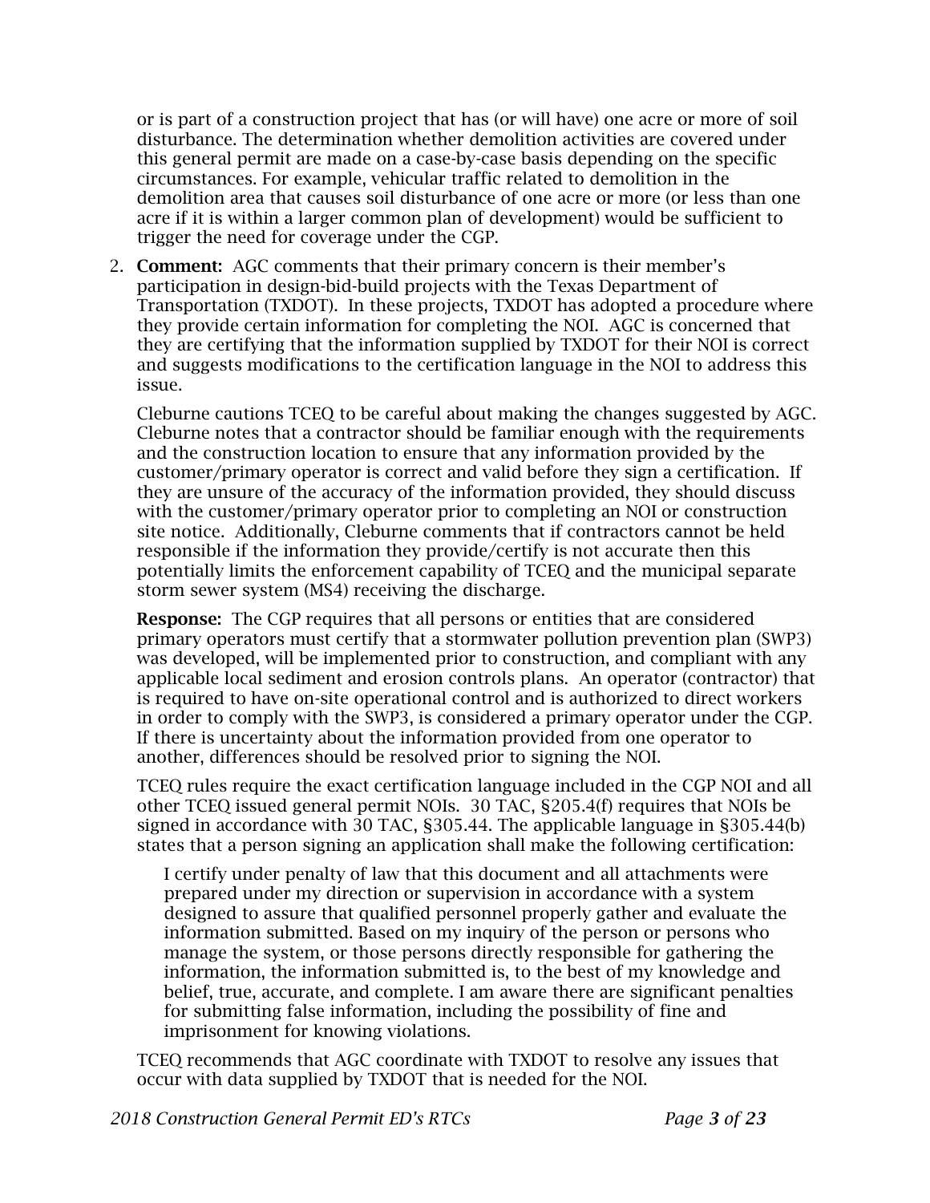or is part of a construction project that has (or will have) one acre or more of soil disturbance. The determination whether demolition activities are covered under this general permit are made on a case-by-case basis depending on the specific circumstances. For example, vehicular traffic related to demolition in the demolition area that causes soil disturbance of one acre or more (or less than one acre if it is within a larger common plan of development) would be sufficient to trigger the need for coverage under the CGP.

2. **Comment:** AGC comments that their primary concern is their member's participation in design-bid-build projects with the Texas Department of Transportation (TXDOT). In these projects, TXDOT has adopted a procedure where they provide certain information for completing the NOI. AGC is concerned that they are certifying that the information supplied by TXDOT for their NOI is correct and suggests modifications to the certification language in the NOI to address this issue.

   Cleburne cautions TCEQ to be careful about making the changes suggested by AGC. Cleburne notes that a contractor should be familiar enough with the requirements and the construction location to ensure that any information provided by the customer/primary operator is correct and valid before they sign a certification. If they are unsure of the accuracy of the information provided, they should discuss with the customer/primary operator prior to completing an NOI or construction site notice. Additionally, Cleburne comments that if contractors cannot be held responsible if the information they provide/certify is not accurate then this potentially limits the enforcement capability of TCEQ and the municipal separate storm sewer system (MS4) receiving the discharge.

   **Response:** The CGP requires that all persons or entities that are considered primary operators must certify that a stormwater pollution prevention plan (SWP3) was developed, will be implemented prior to construction, and compliant with any applicable local sediment and erosion controls plans. An operator (contractor) that is required to have on-site operational control and is authorized to direct workers in order to comply with the SWP3, is considered a primary operator under the CGP. If there is uncertainty about the information provided from one operator to another, differences should be resolved prior to signing the NOI.

   TCEQ rules require the exact certification language included in the CGP NOI and all other TCEQ issued general permit NOIs. 30 TAC, §205.4(f) requires that NOIs be signed in accordance with 30 TAC, §305.44. The applicable language in §305.44(b) states that a person signing an application shall make the following certification:

   > I certify under penalty of law that this document and all attachments were prepared under my direction or supervision in accordance with a system designed to assure that qualified personnel properly gather and evaluate the information submitted. Based on my inquiry of the person or persons who manage the system, or those persons directly responsible for gathering the information, the information submitted is, to the best of my knowledge and belief, true, accurate, and complete. I am aware there are significant penalties for submitting false information, including the possibility of fine and imprisonment for knowing violations.

   TCEQ recommends that AGC coordinate with TXDOT to resolve any issues that occur with data supplied by TXDOT that is needed for the NOI.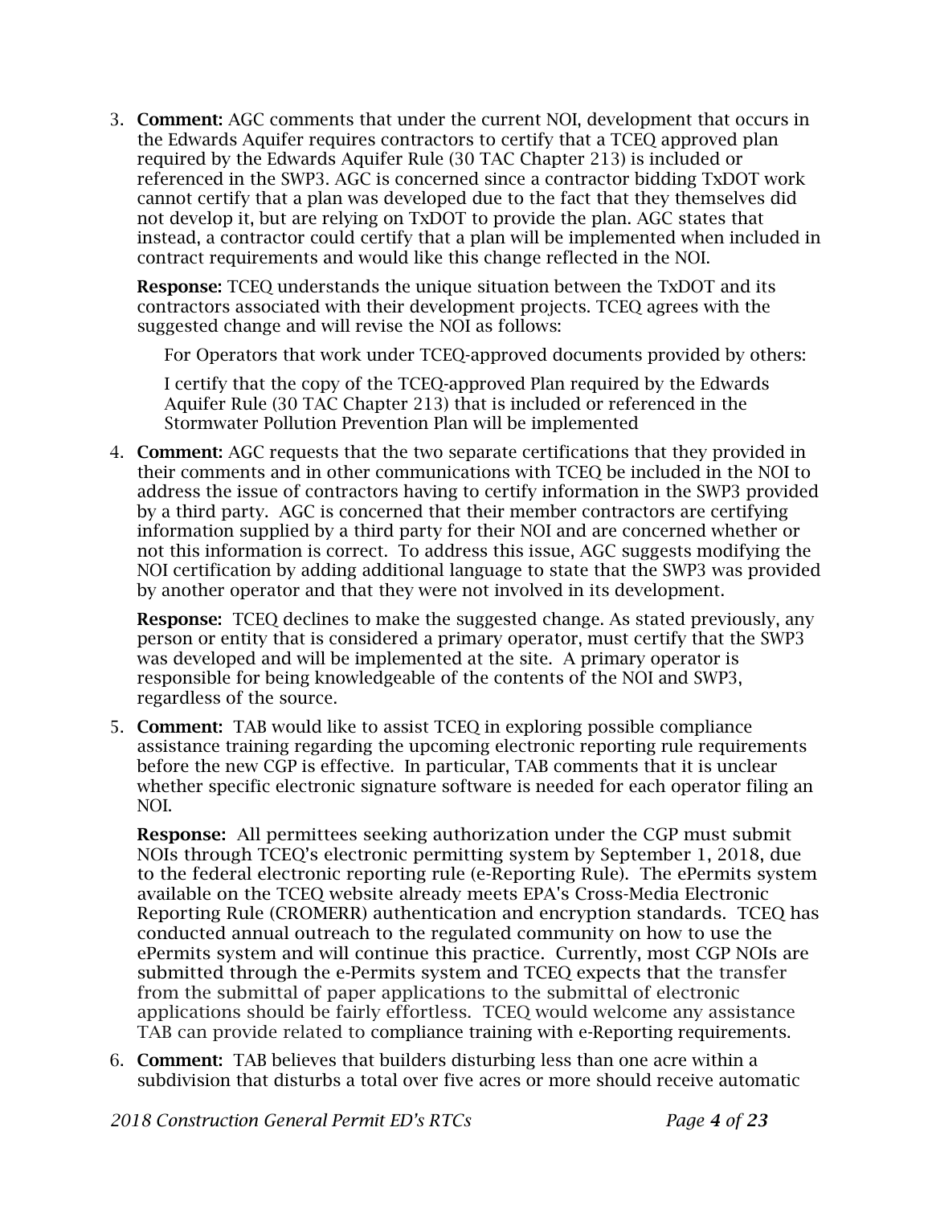3. **Comment:** AGC comments that under the current NOI, development that occurs in the Edwards Aquifer requires contractors to certify that a TCEQ approved plan required by the Edwards Aquifer Rule (30 TAC Chapter 213) is included or referenced in the SWP3. AGC is concerned since a contractor bidding TxDOT work cannot certify that a plan was developed due to the fact that they themselves did not develop it, but are relying on TxDOT to provide the plan. AGC states that instead, a contractor could certify that a plan will be implemented when included in contract requirements and would like this change reflected in the NOI.

   **Response:** TCEQ understands the unique situation between the TxDOT and its contractors associated with their development projects. TCEQ agrees with the suggested change and will revise the NOI as follows:

   > For Operators that work under TCEQ-approved documents provided by others:
   >
   > I certify that the copy of the TCEQ-approved Plan required by the Edwards Aquifer Rule (30 TAC Chapter 213) that is included or referenced in the Stormwater Pollution Prevention Plan will be implemented

4. **Comment:** AGC requests that the two separate certifications that they provided in their comments and in other communications with TCEQ be included in the NOI to address the issue of contractors having to certify information in the SWP3 provided by a third party. AGC is concerned that their member contractors are certifying information supplied by a third party for their NOI and are concerned whether or not this information is correct. To address this issue, AGC suggests modifying the NOI certification by adding additional language to state that the SWP3 was provided by another operator and that they were not involved in its development.

   **Response:** TCEQ declines to make the suggested change. As stated previously, any person or entity that is considered a primary operator, must certify that the SWP3 was developed and will be implemented at the site. A primary operator is responsible for being knowledgeable of the contents of the NOI and SWP3, regardless of the source.

5. **Comment:** TAB would like to assist TCEQ in exploring possible compliance assistance training regarding the upcoming electronic reporting rule requirements before the new CGP is effective. In particular, TAB comments that it is unclear whether specific electronic signature software is needed for each operator filing an NOI.

   **Response:** All permittees seeking authorization under the CGP must submit NOIs through TCEQ's electronic permitting system by September 1, 2018, due to the federal electronic reporting rule (e-Reporting Rule). The ePermits system available on the TCEQ website already meets EPA's Cross-Media Electronic Reporting Rule (CROMERR) authentication and encryption standards. TCEQ has conducted annual outreach to the regulated community on how to use the ePermits system and will continue this practice. Currently, most CGP NOIs are submitted through the e-Permits system and TCEQ expects that the transfer from the submittal of paper applications to the submittal of electronic applications should be fairly effortless. TCEQ would welcome any assistance TAB can provide related to compliance training with e-Reporting requirements.

6. **Comment:** TAB believes that builders disturbing less than one acre within a subdivision that disturbs a total over five acres or more should receive automatic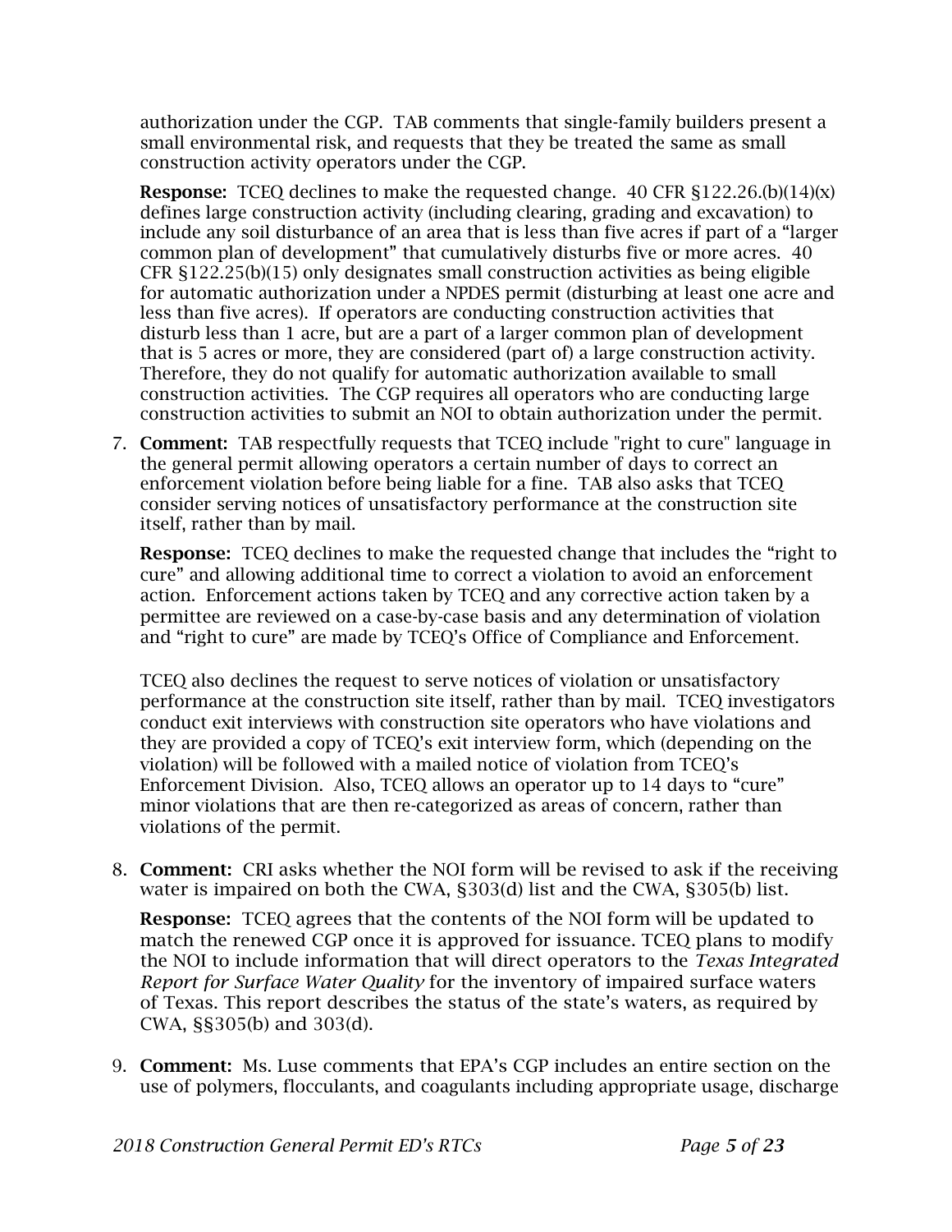authorization under the CGP. TAB comments that single-family builders present a small environmental risk, and requests that they be treated the same as small construction activity operators under the CGP.

**Response:** TCEQ declines to make the requested change. 40 CFR §122.26.(b)(14)(x) defines large construction activity (including clearing, grading and excavation) to include any soil disturbance of an area that is less than five acres if part of a "larger common plan of development" that cumulatively disturbs five or more acres. 40 CFR §122.25(b)(15) only designates small construction activities as being eligible for automatic authorization under a NPDES permit (disturbing at least one acre and less than five acres). If operators are conducting construction activities that disturb less than 1 acre, but are a part of a larger common plan of development that is 5 acres or more, they are considered (part of) a large construction activity. Therefore, they do not qualify for automatic authorization available to small construction activities. The CGP requires all operators who are conducting large construction activities to submit an NOI to obtain authorization under the permit.

7. **Comment:** TAB respectfully requests that TCEQ include "right to cure" language in the general permit allowing operators a certain number of days to correct an enforcement violation before being liable for a fine. TAB also asks that TCEQ consider serving notices of unsatisfactory performance at the construction site itself, rather than by mail.

   **Response:** TCEQ declines to make the requested change that includes the "right to cure" and allowing additional time to correct a violation to avoid an enforcement action. Enforcement actions taken by TCEQ and any corrective action taken by a permittee are reviewed on a case-by-case basis and any determination of violation and "right to cure" are made by TCEQ's Office of Compliance and Enforcement.

   TCEQ also declines the request to serve notices of violation or unsatisfactory performance at the construction site itself, rather than by mail. TCEQ investigators conduct exit interviews with construction site operators who have violations and they are provided a copy of TCEQ's exit interview form, which (depending on the violation) will be followed with a mailed notice of violation from TCEQ's Enforcement Division. Also, TCEQ allows an operator up to 14 days to "cure" minor violations that are then re-categorized as areas of concern, rather than violations of the permit.

8. **Comment:** CRI asks whether the NOI form will be revised to ask if the receiving water is impaired on both the CWA, §303(d) list and the CWA, §305(b) list.

   **Response:** TCEQ agrees that the contents of the NOI form will be updated to match the renewed CGP once it is approved for issuance. TCEQ plans to modify the NOI to include information that will direct operators to the *Texas Integrated Report for Surface Water Quality* for the inventory of impaired surface waters of Texas. This report describes the status of the state's waters, as required by CWA, §§305(b) and 303(d).

9. **Comment:** Ms. Luse comments that EPA's CGP includes an entire section on the use of polymers, flocculants, and coagulants including appropriate usage, discharge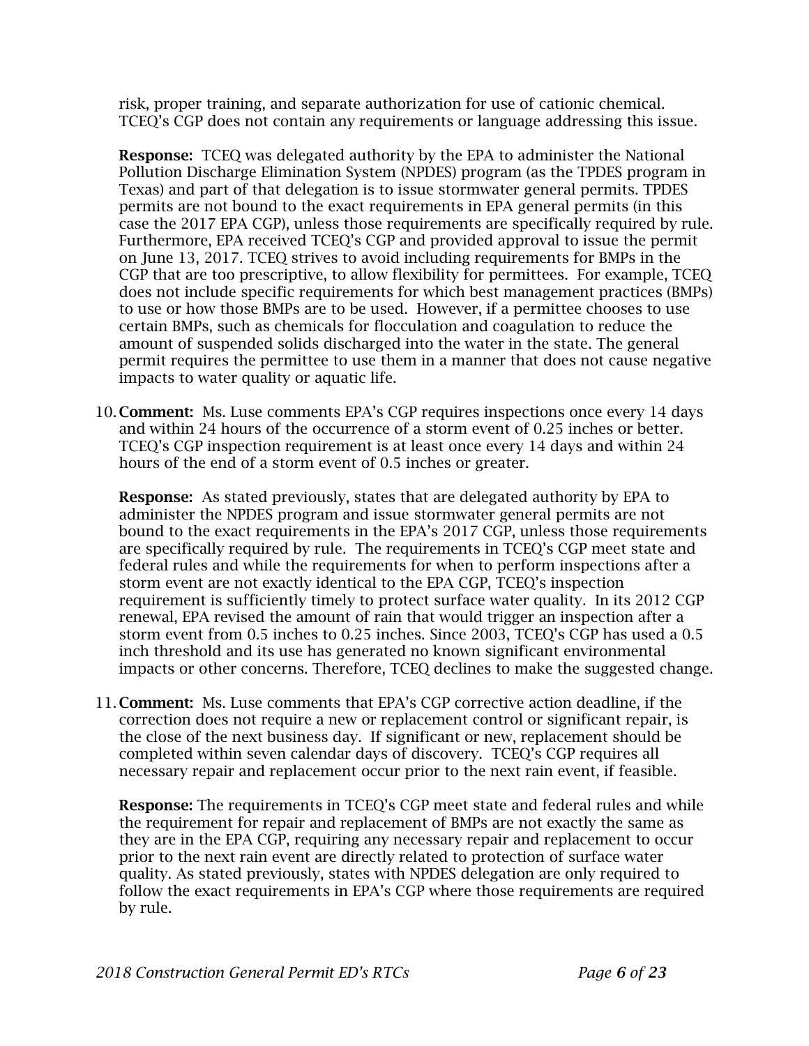risk, proper training, and separate authorization for use of cationic chemical. TCEQ's CGP does not contain any requirements or language addressing this issue.

**Response:** TCEQ was delegated authority by the EPA to administer the National Pollution Discharge Elimination System (NPDES) program (as the TPDES program in Texas) and part of that delegation is to issue stormwater general permits. TPDES permits are not bound to the exact requirements in EPA general permits (in this case the 2017 EPA CGP), unless those requirements are specifically required by rule. Furthermore, EPA received TCEQ's CGP and provided approval to issue the permit on June 13, 2017. TCEQ strives to avoid including requirements for BMPs in the CGP that are too prescriptive, to allow flexibility for permittees. For example, TCEQ does not include specific requirements for which best management practices (BMPs) to use or how those BMPs are to be used. However, if a permittee chooses to use certain BMPs, such as chemicals for flocculation and coagulation to reduce the amount of suspended solids discharged into the water in the state. The general permit requires the permittee to use them in a manner that does not cause negative impacts to water quality or aquatic life.

10. **Comment:** Ms. Luse comments EPA's CGP requires inspections once every 14 days and within 24 hours of the occurrence of a storm event of 0.25 inches or better. TCEQ's CGP inspection requirement is at least once every 14 days and within 24 hours of the end of a storm event of 0.5 inches or greater.

    **Response:** As stated previously, states that are delegated authority by EPA to administer the NPDES program and issue stormwater general permits are not bound to the exact requirements in the EPA's 2017 CGP, unless those requirements are specifically required by rule. The requirements in TCEQ's CGP meet state and federal rules and while the requirements for when to perform inspections after a storm event are not exactly identical to the EPA CGP, TCEQ's inspection requirement is sufficiently timely to protect surface water quality. In its 2012 CGP renewal, EPA revised the amount of rain that would trigger an inspection after a storm event from 0.5 inches to 0.25 inches. Since 2003, TCEQ's CGP has used a 0.5 inch threshold and its use has generated no known significant environmental impacts or other concerns. Therefore, TCEQ declines to make the suggested change.

11. **Comment:** Ms. Luse comments that EPA's CGP corrective action deadline, if the correction does not require a new or replacement control or significant repair, is the close of the next business day. If significant or new, replacement should be completed within seven calendar days of discovery. TCEQ's CGP requires all necessary repair and replacement occur prior to the next rain event, if feasible.

    **Response:** The requirements in TCEQ's CGP meet state and federal rules and while the requirement for repair and replacement of BMPs are not exactly the same as they are in the EPA CGP, requiring any necessary repair and replacement to occur prior to the next rain event are directly related to protection of surface water quality. As stated previously, states with NPDES delegation are only required to follow the exact requirements in EPA's CGP where those requirements are required by rule.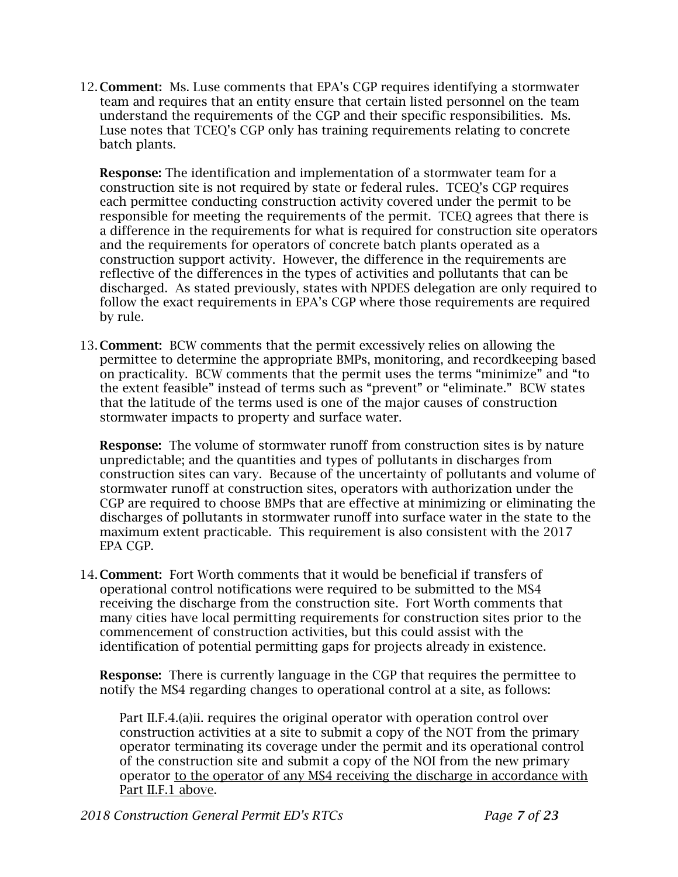12. **Comment:** Ms. Luse comments that EPA's CGP requires identifying a stormwater team and requires that an entity ensure that certain listed personnel on the team understand the requirements of the CGP and their specific responsibilities. Ms. Luse notes that TCEQ's CGP only has training requirements relating to concrete batch plants.

    **Response:** The identification and implementation of a stormwater team for a construction site is not required by state or federal rules. TCEQ's CGP requires each permittee conducting construction activity covered under the permit to be responsible for meeting the requirements of the permit. TCEQ agrees that there is a difference in the requirements for what is required for construction site operators and the requirements for operators of concrete batch plants operated as a construction support activity. However, the difference in the requirements are reflective of the differences in the types of activities and pollutants that can be discharged. As stated previously, states with NPDES delegation are only required to follow the exact requirements in EPA's CGP where those requirements are required by rule.

13. **Comment:** BCW comments that the permit excessively relies on allowing the permittee to determine the appropriate BMPs, monitoring, and recordkeeping based on practicality. BCW comments that the permit uses the terms "minimize" and "to the extent feasible" instead of terms such as "prevent" or "eliminate." BCW states that the latitude of the terms used is one of the major causes of construction stormwater impacts to property and surface water.

    **Response:** The volume of stormwater runoff from construction sites is by nature unpredictable; and the quantities and types of pollutants in discharges from construction sites can vary. Because of the uncertainty of pollutants and volume of stormwater runoff at construction sites, operators with authorization under the CGP are required to choose BMPs that are effective at minimizing or eliminating the discharges of pollutants in stormwater runoff into surface water in the state to the maximum extent practicable. This requirement is also consistent with the 2017 EPA CGP.

14. **Comment:** Fort Worth comments that it would be beneficial if transfers of operational control notifications were required to be submitted to the MS4 receiving the discharge from the construction site. Fort Worth comments that many cities have local permitting requirements for construction sites prior to the commencement of construction activities, but this could assist with the identification of potential permitting gaps for projects already in existence.

    **Response:** There is currently language in the CGP that requires the permittee to notify the MS4 regarding changes to operational control at a site, as follows:

    > Part II.F.4.(a)ii. requires the original operator with operation control over construction activities at a site to submit a copy of the NOT from the primary operator terminating its coverage under the permit and its operational control of the construction site and submit a copy of the NOI from the new primary operator <u>to the operator of any MS4 receiving the discharge in accordance with Part II.F.1 above</u>.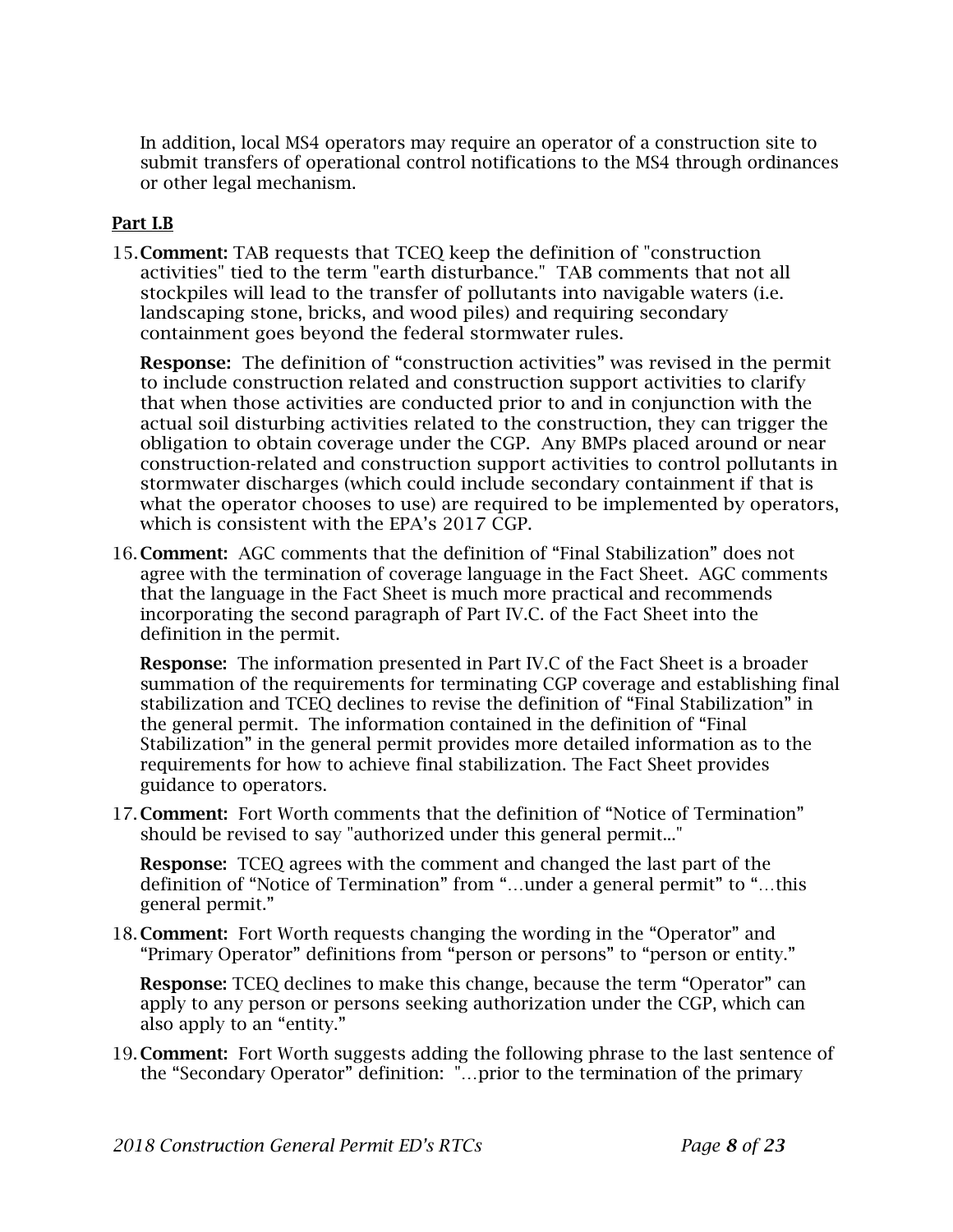In addition, local MS4 operators may require an operator of a construction site to submit transfers of operational control notifications to the MS4 through ordinances or other legal mechanism.

**Part I.B**

15. **Comment:** TAB requests that TCEQ keep the definition of "construction activities" tied to the term "earth disturbance." TAB comments that not all stockpiles will lead to the transfer of pollutants into navigable waters (i.e. landscaping stone, bricks, and wood piles) and requiring secondary containment goes beyond the federal stormwater rules.

    **Response:** The definition of "construction activities" was revised in the permit to include construction related and construction support activities to clarify that when those activities are conducted prior to and in conjunction with the actual soil disturbing activities related to the construction, they can trigger the obligation to obtain coverage under the CGP. Any BMPs placed around or near construction-related and construction support activities to control pollutants in stormwater discharges (which could include secondary containment if that is what the operator chooses to use) are required to be implemented by operators, which is consistent with the EPA's 2017 CGP.

16. **Comment:** AGC comments that the definition of "Final Stabilization" does not agree with the termination of coverage language in the Fact Sheet. AGC comments that the language in the Fact Sheet is much more practical and recommends incorporating the second paragraph of Part IV.C. of the Fact Sheet into the definition in the permit.

    **Response:** The information presented in Part IV.C of the Fact Sheet is a broader summation of the requirements for terminating CGP coverage and establishing final stabilization and TCEQ declines to revise the definition of "Final Stabilization" in the general permit. The information contained in the definition of "Final Stabilization" in the general permit provides more detailed information as to the requirements for how to achieve final stabilization. The Fact Sheet provides guidance to operators.

17. **Comment:** Fort Worth comments that the definition of "Notice of Termination" should be revised to say "authorized under this general permit..."

    **Response:** TCEQ agrees with the comment and changed the last part of the definition of "Notice of Termination" from "…under a general permit" to "…this general permit."

18. **Comment:** Fort Worth requests changing the wording in the "Operator" and "Primary Operator" definitions from "person or persons" to "person or entity."

    **Response:** TCEQ declines to make this change, because the term "Operator" can apply to any person or persons seeking authorization under the CGP, which can also apply to an "entity."

19. **Comment:** Fort Worth suggests adding the following phrase to the last sentence of the "Secondary Operator" definition: "…prior to the termination of the primary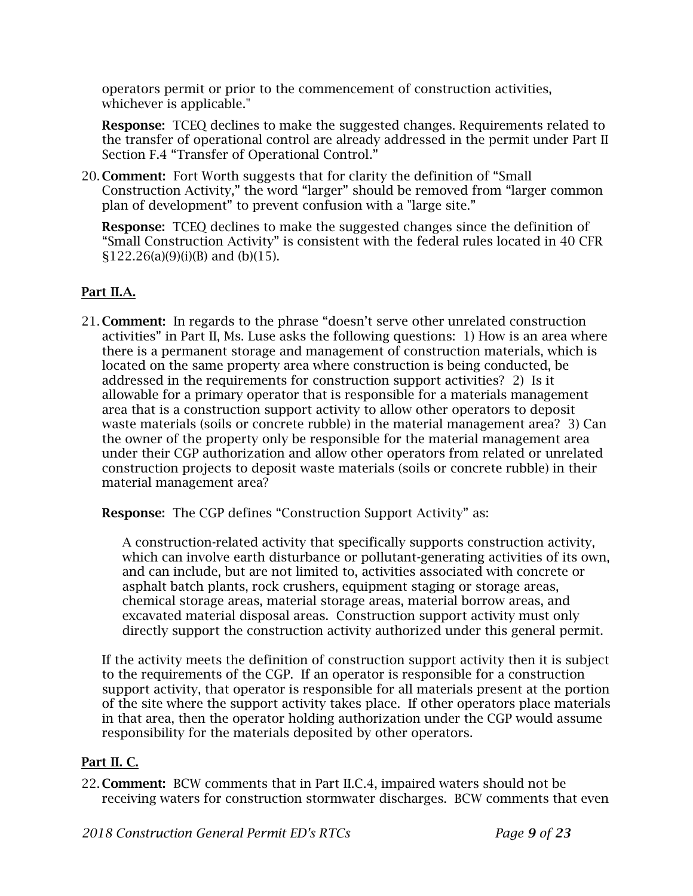operators permit or prior to the commencement of construction activities, whichever is applicable."

**Response:** TCEQ declines to make the suggested changes. Requirements related to the transfer of operational control are already addressed in the permit under Part II Section F.4 "Transfer of Operational Control."

20. **Comment:** Fort Worth suggests that for clarity the definition of "Small Construction Activity," the word "larger" should be removed from "larger common plan of development" to prevent confusion with a "large site."

    **Response:** TCEQ declines to make the suggested changes since the definition of "Small Construction Activity" is consistent with the federal rules located in 40 CFR §122.26(a)(9)(i)(B) and (b)(15).

## Part II.A.

21. **Comment:** In regards to the phrase "doesn't serve other unrelated construction activities" in Part II, Ms. Luse asks the following questions: 1) How is an area where there is a permanent storage and management of construction materials, which is located on the same property area where construction is being conducted, be addressed in the requirements for construction support activities? 2) Is it allowable for a primary operator that is responsible for a materials management area that is a construction support activity to allow other operators to deposit waste materials (soils or concrete rubble) in the material management area? 3) Can the owner of the property only be responsible for the material management area under their CGP authorization and allow other operators from related or unrelated construction projects to deposit waste materials (soils or concrete rubble) in their material management area?

    **Response:** The CGP defines "Construction Support Activity" as:

    > A construction-related activity that specifically supports construction activity, which can involve earth disturbance or pollutant-generating activities of its own, and can include, but are not limited to, activities associated with concrete or asphalt batch plants, rock crushers, equipment staging or storage areas, chemical storage areas, material storage areas, material borrow areas, and excavated material disposal areas. Construction support activity must only directly support the construction activity authorized under this general permit.

    If the activity meets the definition of construction support activity then it is subject to the requirements of the CGP. If an operator is responsible for a construction support activity, that operator is responsible for all materials present at the portion of the site where the support activity takes place. If other operators place materials in that area, then the operator holding authorization under the CGP would assume responsibility for the materials deposited by other operators.

## Part II. C.

22. **Comment:** BCW comments that in Part II.C.4, impaired waters should not be receiving waters for construction stormwater discharges. BCW comments that even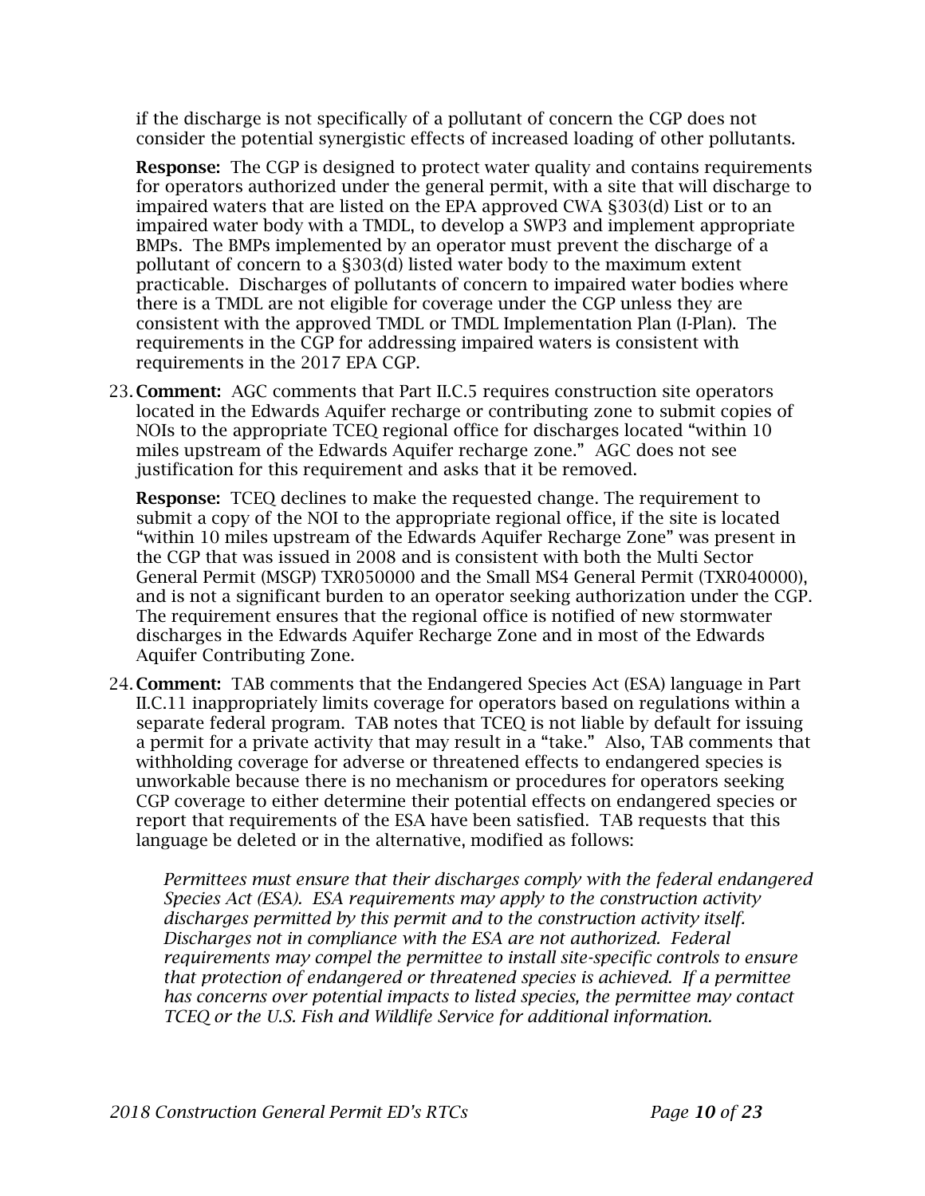if the discharge is not specifically of a pollutant of concern the CGP does not consider the potential synergistic effects of increased loading of other pollutants.

**Response:** The CGP is designed to protect water quality and contains requirements for operators authorized under the general permit, with a site that will discharge to impaired waters that are listed on the EPA approved CWA §303(d) List or to an impaired water body with a TMDL, to develop a SWP3 and implement appropriate BMPs. The BMPs implemented by an operator must prevent the discharge of a pollutant of concern to a §303(d) listed water body to the maximum extent practicable. Discharges of pollutants of concern to impaired water bodies where there is a TMDL are not eligible for coverage under the CGP unless they are consistent with the approved TMDL or TMDL Implementation Plan (I-Plan). The requirements in the CGP for addressing impaired waters is consistent with requirements in the 2017 EPA CGP.

23. **Comment:** AGC comments that Part II.C.5 requires construction site operators located in the Edwards Aquifer recharge or contributing zone to submit copies of NOIs to the appropriate TCEQ regional office for discharges located "within 10 miles upstream of the Edwards Aquifer recharge zone." AGC does not see justification for this requirement and asks that it be removed.

    **Response:** TCEQ declines to make the requested change. The requirement to submit a copy of the NOI to the appropriate regional office, if the site is located "within 10 miles upstream of the Edwards Aquifer Recharge Zone" was present in the CGP that was issued in 2008 and is consistent with both the Multi Sector General Permit (MSGP) TXR050000 and the Small MS4 General Permit (TXR040000), and is not a significant burden to an operator seeking authorization under the CGP. The requirement ensures that the regional office is notified of new stormwater discharges in the Edwards Aquifer Recharge Zone and in most of the Edwards Aquifer Contributing Zone.

24. **Comment:** TAB comments that the Endangered Species Act (ESA) language in Part II.C.11 inappropriately limits coverage for operators based on regulations within a separate federal program. TAB notes that TCEQ is not liable by default for issuing a permit for a private activity that may result in a "take." Also, TAB comments that withholding coverage for adverse or threatened effects to endangered species is unworkable because there is no mechanism or procedures for operators seeking CGP coverage to either determine their potential effects on endangered species or report that requirements of the ESA have been satisfied. TAB requests that this language be deleted or in the alternative, modified as follows:

    *Permittees must ensure that their discharges comply with the federal endangered Species Act (ESA). ESA requirements may apply to the construction activity discharges permitted by this permit and to the construction activity itself. Discharges not in compliance with the ESA are not authorized. Federal requirements may compel the permittee to install site-specific controls to ensure that protection of endangered or threatened species is achieved. If a permittee has concerns over potential impacts to listed species, the permittee may contact TCEQ or the U.S. Fish and Wildlife Service for additional information.*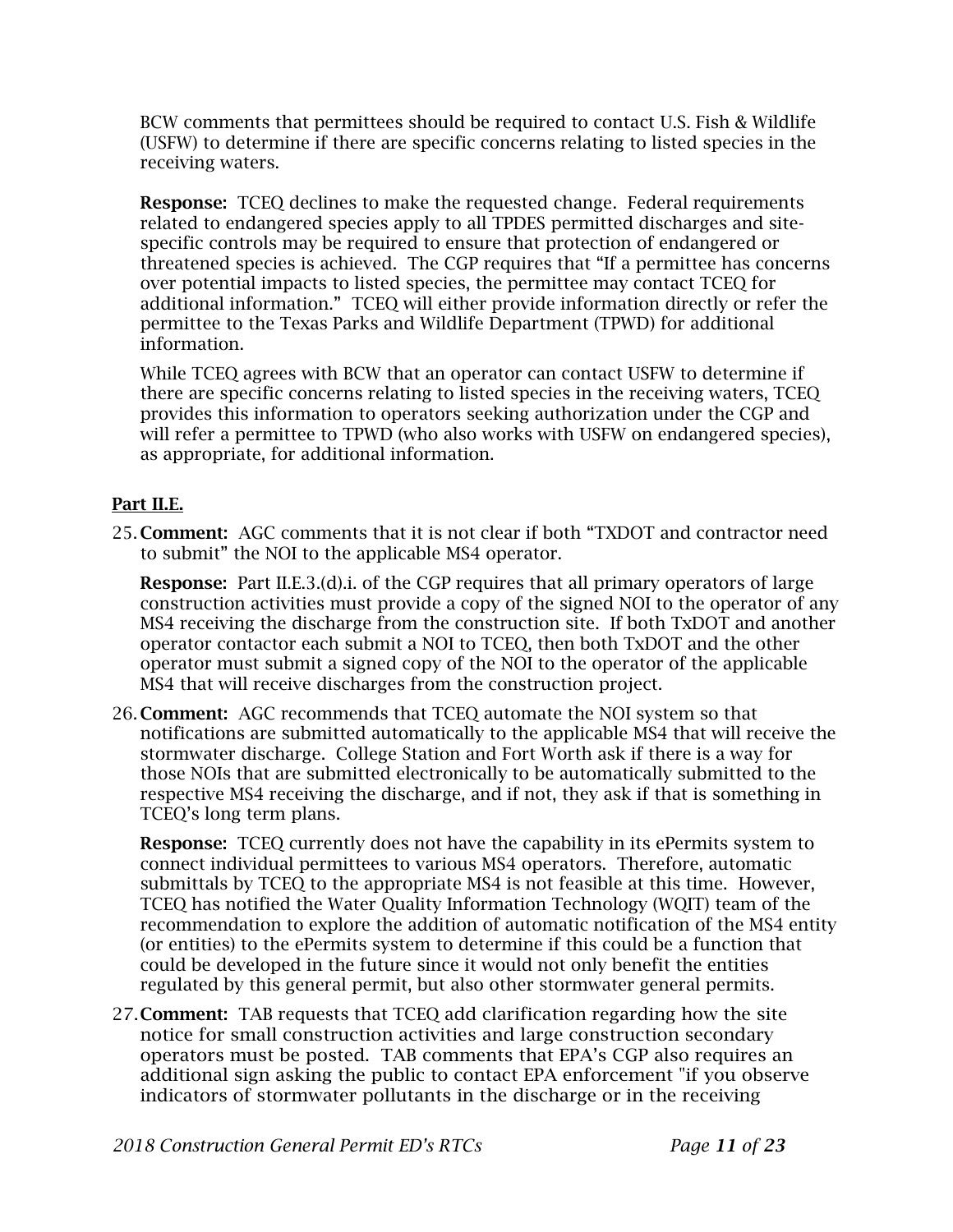BCW comments that permittees should be required to contact U.S. Fish & Wildlife (USFW) to determine if there are specific concerns relating to listed species in the receiving waters.

**Response:** TCEQ declines to make the requested change. Federal requirements related to endangered species apply to all TPDES permitted discharges and site-specific controls may be required to ensure that protection of endangered or threatened species is achieved. The CGP requires that "If a permittee has concerns over potential impacts to listed species, the permittee may contact TCEQ for additional information." TCEQ will either provide information directly or refer the permittee to the Texas Parks and Wildlife Department (TPWD) for additional information.

While TCEQ agrees with BCW that an operator can contact USFW to determine if there are specific concerns relating to listed species in the receiving waters, TCEQ provides this information to operators seeking authorization under the CGP and will refer a permittee to TPWD (who also works with USFW on endangered species), as appropriate, for additional information.

**Part II.E.**

25. **Comment:** AGC comments that it is not clear if both "TXDOT and contractor need to submit" the NOI to the applicable MS4 operator.

    **Response:** Part II.E.3.(d).i. of the CGP requires that all primary operators of large construction activities must provide a copy of the signed NOI to the operator of any MS4 receiving the discharge from the construction site. If both TxDOT and another operator contactor each submit a NOI to TCEQ, then both TxDOT and the other operator must submit a signed copy of the NOI to the operator of the applicable MS4 that will receive discharges from the construction project.

26. **Comment:** AGC recommends that TCEQ automate the NOI system so that notifications are submitted automatically to the applicable MS4 that will receive the stormwater discharge. College Station and Fort Worth ask if there is a way for those NOIs that are submitted electronically to be automatically submitted to the respective MS4 receiving the discharge, and if not, they ask if that is something in TCEQ's long term plans.

    **Response:** TCEQ currently does not have the capability in its ePermits system to connect individual permittees to various MS4 operators. Therefore, automatic submittals by TCEQ to the appropriate MS4 is not feasible at this time. However, TCEQ has notified the Water Quality Information Technology (WQIT) team of the recommendation to explore the addition of automatic notification of the MS4 entity (or entities) to the ePermits system to determine if this could be a function that could be developed in the future since it would not only benefit the entities regulated by this general permit, but also other stormwater general permits.

27. **Comment:** TAB requests that TCEQ add clarification regarding how the site notice for small construction activities and large construction secondary operators must be posted. TAB comments that EPA's CGP also requires an additional sign asking the public to contact EPA enforcement "if you observe indicators of stormwater pollutants in the discharge or in the receiving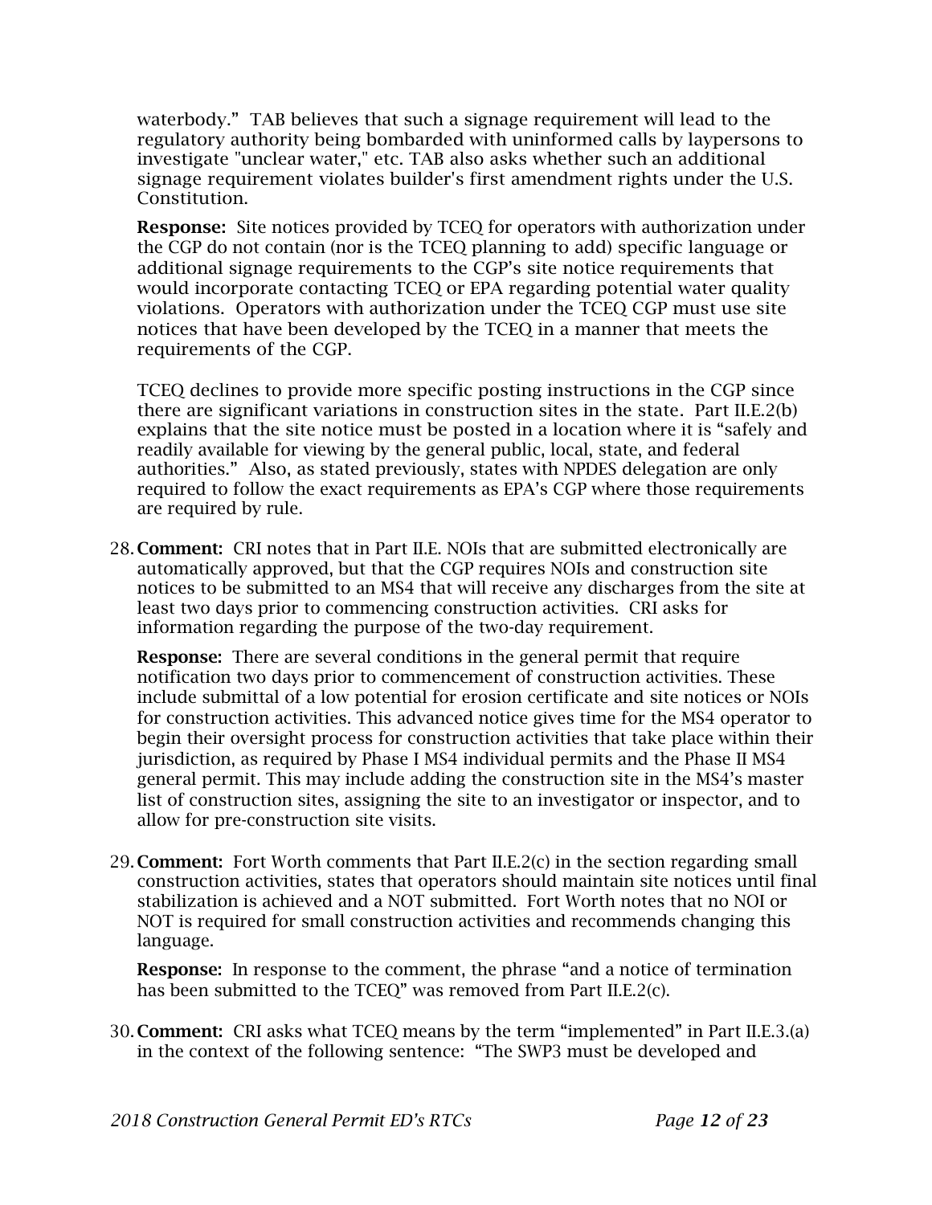waterbody." TAB believes that such a signage requirement will lead to the regulatory authority being bombarded with uninformed calls by laypersons to investigate "unclear water," etc. TAB also asks whether such an additional signage requirement violates builder's first amendment rights under the U.S. Constitution.

**Response:** Site notices provided by TCEQ for operators with authorization under the CGP do not contain (nor is the TCEQ planning to add) specific language or additional signage requirements to the CGP's site notice requirements that would incorporate contacting TCEQ or EPA regarding potential water quality violations. Operators with authorization under the TCEQ CGP must use site notices that have been developed by the TCEQ in a manner that meets the requirements of the CGP.

TCEQ declines to provide more specific posting instructions in the CGP since there are significant variations in construction sites in the state. Part II.E.2(b) explains that the site notice must be posted in a location where it is "safely and readily available for viewing by the general public, local, state, and federal authorities." Also, as stated previously, states with NPDES delegation are only required to follow the exact requirements as EPA's CGP where those requirements are required by rule.

28. **Comment:** CRI notes that in Part II.E. NOIs that are submitted electronically are automatically approved, but that the CGP requires NOIs and construction site notices to be submitted to an MS4 that will receive any discharges from the site at least two days prior to commencing construction activities. CRI asks for information regarding the purpose of the two-day requirement.

    **Response:** There are several conditions in the general permit that require notification two days prior to commencement of construction activities. These include submittal of a low potential for erosion certificate and site notices or NOIs for construction activities. This advanced notice gives time for the MS4 operator to begin their oversight process for construction activities that take place within their jurisdiction, as required by Phase I MS4 individual permits and the Phase II MS4 general permit. This may include adding the construction site in the MS4's master list of construction sites, assigning the site to an investigator or inspector, and to allow for pre-construction site visits.

29. **Comment:** Fort Worth comments that Part II.E.2(c) in the section regarding small construction activities, states that operators should maintain site notices until final stabilization is achieved and a NOT submitted. Fort Worth notes that no NOI or NOT is required for small construction activities and recommends changing this language.

    **Response:** In response to the comment, the phrase "and a notice of termination has been submitted to the TCEQ" was removed from Part II.E.2(c).

30. **Comment:** CRI asks what TCEQ means by the term "implemented" in Part II.E.3.(a) in the context of the following sentence: "The SWP3 must be developed and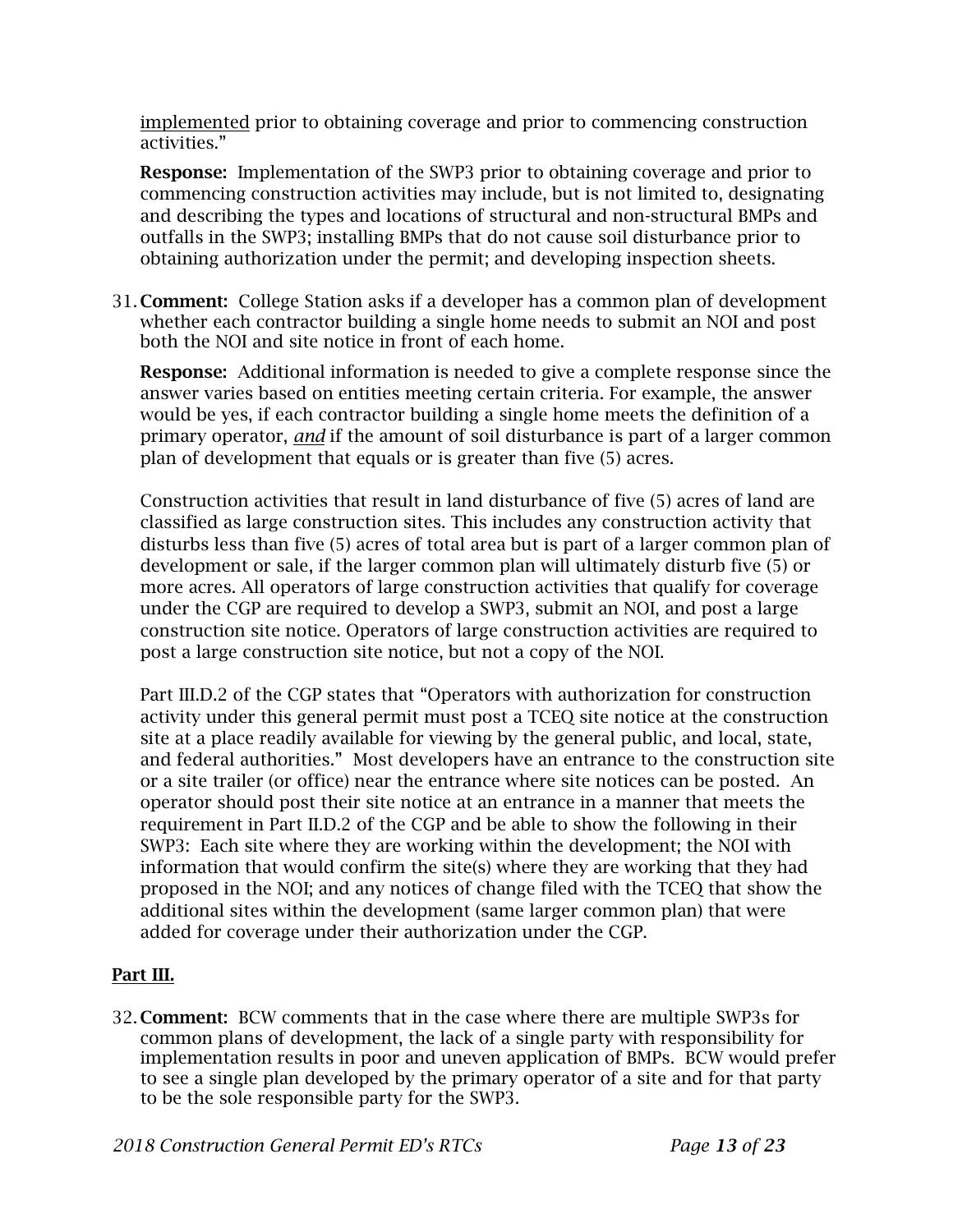implemented prior to obtaining coverage and prior to commencing construction activities."

**Response:** Implementation of the SWP3 prior to obtaining coverage and prior to commencing construction activities may include, but is not limited to, designating and describing the types and locations of structural and non-structural BMPs and outfalls in the SWP3; installing BMPs that do not cause soil disturbance prior to obtaining authorization under the permit; and developing inspection sheets.

31. **Comment:** College Station asks if a developer has a common plan of development whether each contractor building a single home needs to submit an NOI and post both the NOI and site notice in front of each home.

    **Response:** Additional information is needed to give a complete response since the answer varies based on entities meeting certain criteria. For example, the answer would be yes, if each contractor building a single home meets the definition of a primary operator, ***and*** if the amount of soil disturbance is part of a larger common plan of development that equals or is greater than five (5) acres.

    Construction activities that result in land disturbance of five (5) acres of land are classified as large construction sites. This includes any construction activity that disturbs less than five (5) acres of total area but is part of a larger common plan of development or sale, if the larger common plan will ultimately disturb five (5) or more acres. All operators of large construction activities that qualify for coverage under the CGP are required to develop a SWP3, submit an NOI, and post a large construction site notice. Operators of large construction activities are required to post a large construction site notice, but not a copy of the NOI.

    Part III.D.2 of the CGP states that "Operators with authorization for construction activity under this general permit must post a TCEQ site notice at the construction site at a place readily available for viewing by the general public, and local, state, and federal authorities." Most developers have an entrance to the construction site or a site trailer (or office) near the entrance where site notices can be posted. An operator should post their site notice at an entrance in a manner that meets the requirement in Part II.D.2 of the CGP and be able to show the following in their SWP3: Each site where they are working within the development; the NOI with information that would confirm the site(s) where they are working that they had proposed in the NOI; and any notices of change filed with the TCEQ that show the additional sites within the development (same larger common plan) that were added for coverage under their authorization under the CGP.

## Part III.

32. **Comment:** BCW comments that in the case where there are multiple SWP3s for common plans of development, the lack of a single party with responsibility for implementation results in poor and uneven application of BMPs. BCW would prefer to see a single plan developed by the primary operator of a site and for that party to be the sole responsible party for the SWP3.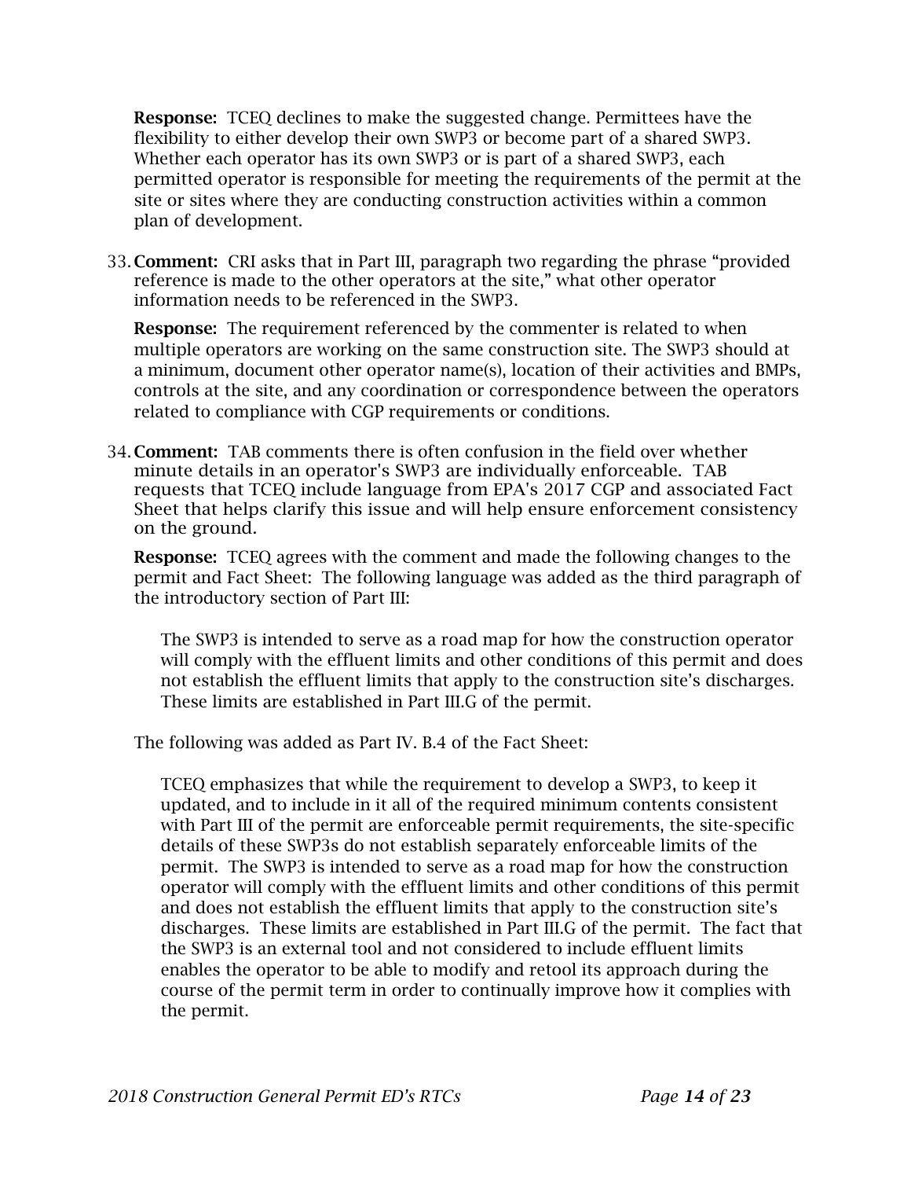**Response:** TCEQ declines to make the suggested change. Permittees have the flexibility to either develop their own SWP3 or become part of a shared SWP3. Whether each operator has its own SWP3 or is part of a shared SWP3, each permitted operator is responsible for meeting the requirements of the permit at the site or sites where they are conducting construction activities within a common plan of development.

33. **Comment:** CRI asks that in Part III, paragraph two regarding the phrase "provided reference is made to the other operators at the site," what other operator information needs to be referenced in the SWP3.

    **Response:** The requirement referenced by the commenter is related to when multiple operators are working on the same construction site. The SWP3 should at a minimum, document other operator name(s), location of their activities and BMPs, controls at the site, and any coordination or correspondence between the operators related to compliance with CGP requirements or conditions.

34. **Comment:** TAB comments there is often confusion in the field over whether minute details in an operator's SWP3 are individually enforceable. TAB requests that TCEQ include language from EPA's 2017 CGP and associated Fact Sheet that helps clarify this issue and will help ensure enforcement consistency on the ground.

    **Response:** TCEQ agrees with the comment and made the following changes to the permit and Fact Sheet: The following language was added as the third paragraph of the introductory section of Part III:

    > The SWP3 is intended to serve as a road map for how the construction operator will comply with the effluent limits and other conditions of this permit and does not establish the effluent limits that apply to the construction site's discharges. These limits are established in Part III.G of the permit.

    The following was added as Part IV. B.4 of the Fact Sheet:

    > TCEQ emphasizes that while the requirement to develop a SWP3, to keep it updated, and to include in it all of the required minimum contents consistent with Part III of the permit are enforceable permit requirements, the site-specific details of these SWP3s do not establish separately enforceable limits of the permit. The SWP3 is intended to serve as a road map for how the construction operator will comply with the effluent limits and other conditions of this permit and does not establish the effluent limits that apply to the construction site's discharges. These limits are established in Part III.G of the permit. The fact that the SWP3 is an external tool and not considered to include effluent limits enables the operator to be able to modify and retool its approach during the course of the permit term in order to continually improve how it complies with the permit.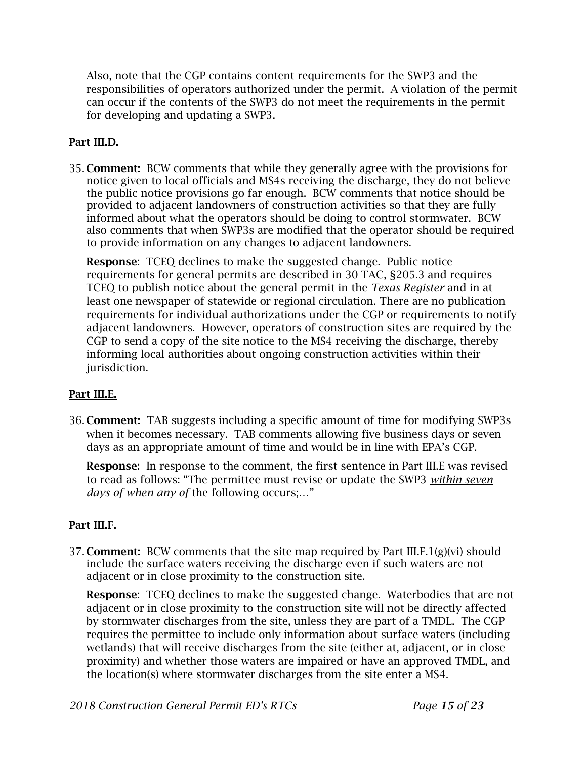Also, note that the CGP contains content requirements for the SWP3 and the responsibilities of operators authorized under the permit. A violation of the permit can occur if the contents of the SWP3 do not meet the requirements in the permit for developing and updating a SWP3.

**Part III.D.**

35. **Comment:** BCW comments that while they generally agree with the provisions for notice given to local officials and MS4s receiving the discharge, they do not believe the public notice provisions go far enough. BCW comments that notice should be provided to adjacent landowners of construction activities so that they are fully informed about what the operators should be doing to control stormwater. BCW also comments that when SWP3s are modified that the operator should be required to provide information on any changes to adjacent landowners.

    **Response:** TCEQ declines to make the suggested change. Public notice requirements for general permits are described in 30 TAC, §205.3 and requires TCEQ to publish notice about the general permit in the *Texas Register* and in at least one newspaper of statewide or regional circulation. There are no publication requirements for individual authorizations under the CGP or requirements to notify adjacent landowners. However, operators of construction sites are required by the CGP to send a copy of the site notice to the MS4 receiving the discharge, thereby informing local authorities about ongoing construction activities within their jurisdiction.

**Part III.E.**

36. **Comment:** TAB suggests including a specific amount of time for modifying SWP3s when it becomes necessary. TAB comments allowing five business days or seven days as an appropriate amount of time and would be in line with EPA's CGP.

    **Response:** In response to the comment, the first sentence in Part III.E was revised to read as follows: "The permittee must revise or update the SWP3 *within seven days of when any of* the following occurs;…"

**Part III.F.**

37. **Comment:** BCW comments that the site map required by Part III.F.1(g)(vi) should include the surface waters receiving the discharge even if such waters are not adjacent or in close proximity to the construction site.

    **Response:** TCEQ declines to make the suggested change. Waterbodies that are not adjacent or in close proximity to the construction site will not be directly affected by stormwater discharges from the site, unless they are part of a TMDL. The CGP requires the permittee to include only information about surface waters (including wetlands) that will receive discharges from the site (either at, adjacent, or in close proximity) and whether those waters are impaired or have an approved TMDL, and the location(s) where stormwater discharges from the site enter a MS4.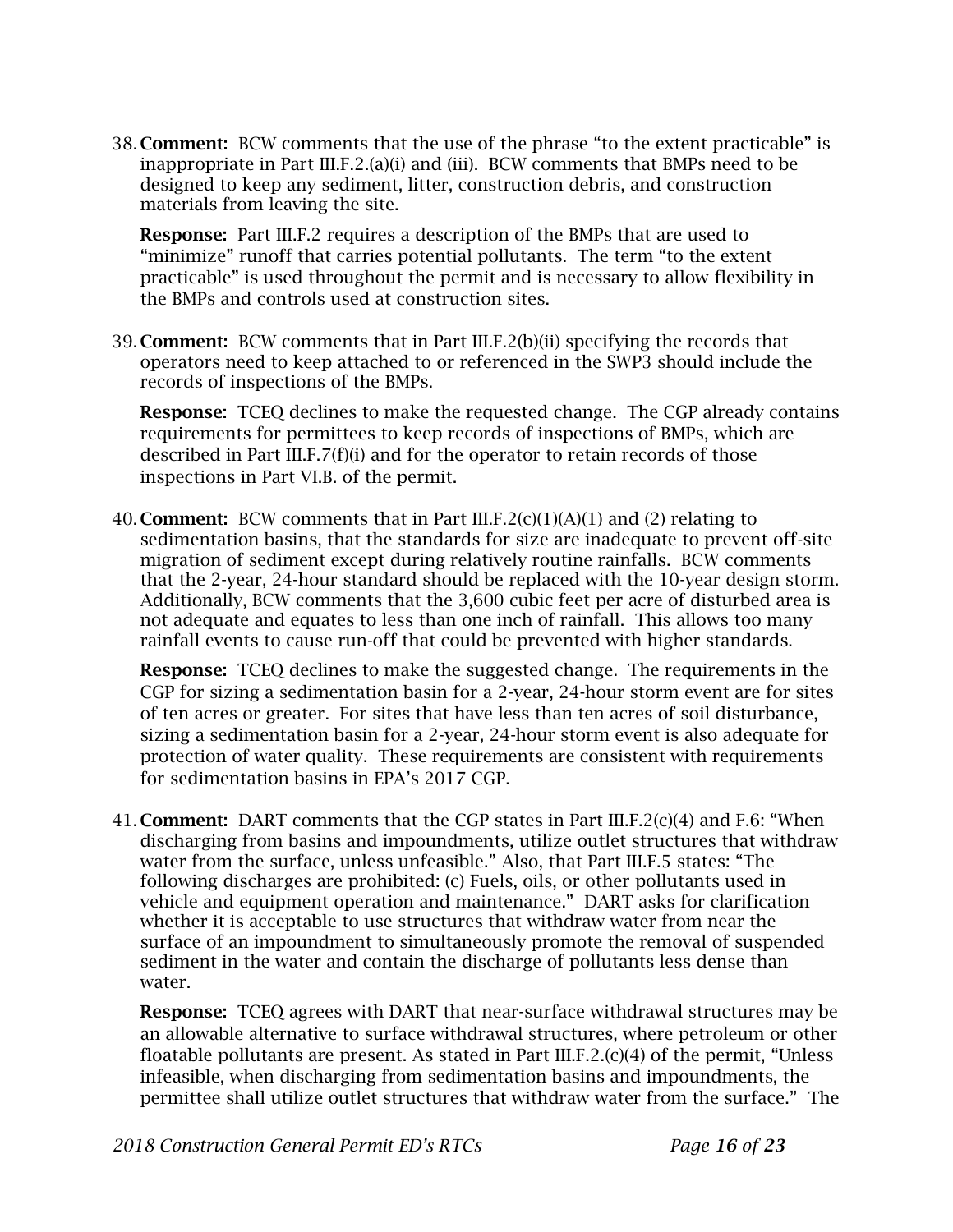38. **Comment:** BCW comments that the use of the phrase "to the extent practicable" is inappropriate in Part III.F.2.(a)(i) and (iii). BCW comments that BMPs need to be designed to keep any sediment, litter, construction debris, and construction materials from leaving the site.

    **Response:** Part III.F.2 requires a description of the BMPs that are used to "minimize" runoff that carries potential pollutants. The term "to the extent practicable" is used throughout the permit and is necessary to allow flexibility in the BMPs and controls used at construction sites.

39. **Comment:** BCW comments that in Part III.F.2(b)(ii) specifying the records that operators need to keep attached to or referenced in the SWP3 should include the records of inspections of the BMPs.

    **Response:** TCEQ declines to make the requested change. The CGP already contains requirements for permittees to keep records of inspections of BMPs, which are described in Part III.F.7(f)(i) and for the operator to retain records of those inspections in Part VI.B. of the permit.

40. **Comment:** BCW comments that in Part III.F.2(c)(1)(A)(1) and (2) relating to sedimentation basins, that the standards for size are inadequate to prevent off-site migration of sediment except during relatively routine rainfalls. BCW comments that the 2-year, 24-hour standard should be replaced with the 10-year design storm. Additionally, BCW comments that the 3,600 cubic feet per acre of disturbed area is not adequate and equates to less than one inch of rainfall. This allows too many rainfall events to cause run-off that could be prevented with higher standards.

    **Response:** TCEQ declines to make the suggested change. The requirements in the CGP for sizing a sedimentation basin for a 2-year, 24-hour storm event are for sites of ten acres or greater. For sites that have less than ten acres of soil disturbance, sizing a sedimentation basin for a 2-year, 24-hour storm event is also adequate for protection of water quality. These requirements are consistent with requirements for sedimentation basins in EPA's 2017 CGP.

41. **Comment:** DART comments that the CGP states in Part III.F.2(c)(4) and F.6: "When discharging from basins and impoundments, utilize outlet structures that withdraw water from the surface, unless unfeasible." Also, that Part III.F.5 states: "The following discharges are prohibited: (c) Fuels, oils, or other pollutants used in vehicle and equipment operation and maintenance." DART asks for clarification whether it is acceptable to use structures that withdraw water from near the surface of an impoundment to simultaneously promote the removal of suspended sediment in the water and contain the discharge of pollutants less dense than water.

    **Response:** TCEQ agrees with DART that near-surface withdrawal structures may be an allowable alternative to surface withdrawal structures, where petroleum or other floatable pollutants are present. As stated in Part III.F.2.(c)(4) of the permit, "Unless infeasible, when discharging from sedimentation basins and impoundments, the permittee shall utilize outlet structures that withdraw water from the surface." The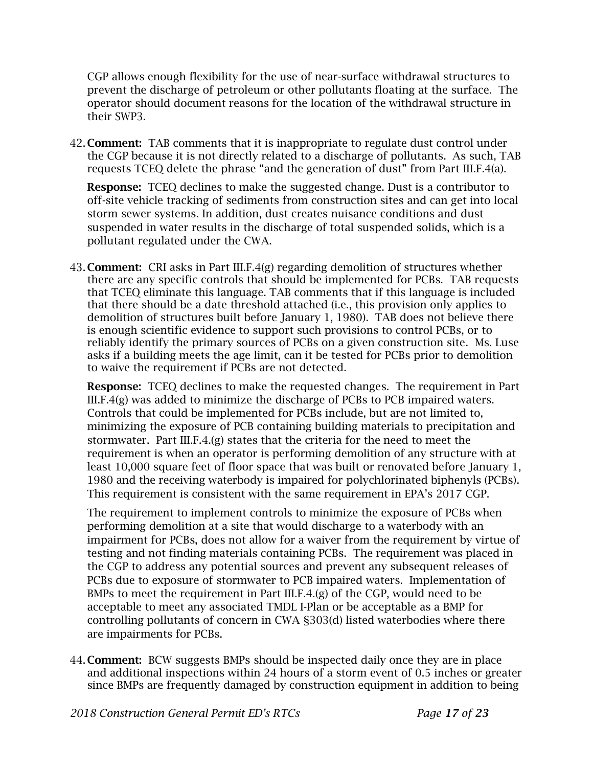CGP allows enough flexibility for the use of near-surface withdrawal structures to prevent the discharge of petroleum or other pollutants floating at the surface. The operator should document reasons for the location of the withdrawal structure in their SWP3.

42. **Comment:** TAB comments that it is inappropriate to regulate dust control under the CGP because it is not directly related to a discharge of pollutants. As such, TAB requests TCEQ delete the phrase "and the generation of dust" from Part III.F.4(a).

    **Response:** TCEQ declines to make the suggested change. Dust is a contributor to off-site vehicle tracking of sediments from construction sites and can get into local storm sewer systems. In addition, dust creates nuisance conditions and dust suspended in water results in the discharge of total suspended solids, which is a pollutant regulated under the CWA.

43. **Comment:** CRI asks in Part III.F.4(g) regarding demolition of structures whether there are any specific controls that should be implemented for PCBs. TAB requests that TCEQ eliminate this language. TAB comments that if this language is included that there should be a date threshold attached (i.e., this provision only applies to demolition of structures built before January 1, 1980). TAB does not believe there is enough scientific evidence to support such provisions to control PCBs, or to reliably identify the primary sources of PCBs on a given construction site. Ms. Luse asks if a building meets the age limit, can it be tested for PCBs prior to demolition to waive the requirement if PCBs are not detected.

    **Response:** TCEQ declines to make the requested changes. The requirement in Part III.F.4(g) was added to minimize the discharge of PCBs to PCB impaired waters. Controls that could be implemented for PCBs include, but are not limited to, minimizing the exposure of PCB containing building materials to precipitation and stormwater. Part III.F.4.(g) states that the criteria for the need to meet the requirement is when an operator is performing demolition of any structure with at least 10,000 square feet of floor space that was built or renovated before January 1, 1980 and the receiving waterbody is impaired for polychlorinated biphenyls (PCBs). This requirement is consistent with the same requirement in EPA's 2017 CGP.

    The requirement to implement controls to minimize the exposure of PCBs when performing demolition at a site that would discharge to a waterbody with an impairment for PCBs, does not allow for a waiver from the requirement by virtue of testing and not finding materials containing PCBs. The requirement was placed in the CGP to address any potential sources and prevent any subsequent releases of PCBs due to exposure of stormwater to PCB impaired waters. Implementation of BMPs to meet the requirement in Part III.F.4.(g) of the CGP, would need to be acceptable to meet any associated TMDL I-Plan or be acceptable as a BMP for controlling pollutants of concern in CWA §303(d) listed waterbodies where there are impairments for PCBs.

44. **Comment:** BCW suggests BMPs should be inspected daily once they are in place and additional inspections within 24 hours of a storm event of 0.5 inches or greater since BMPs are frequently damaged by construction equipment in addition to being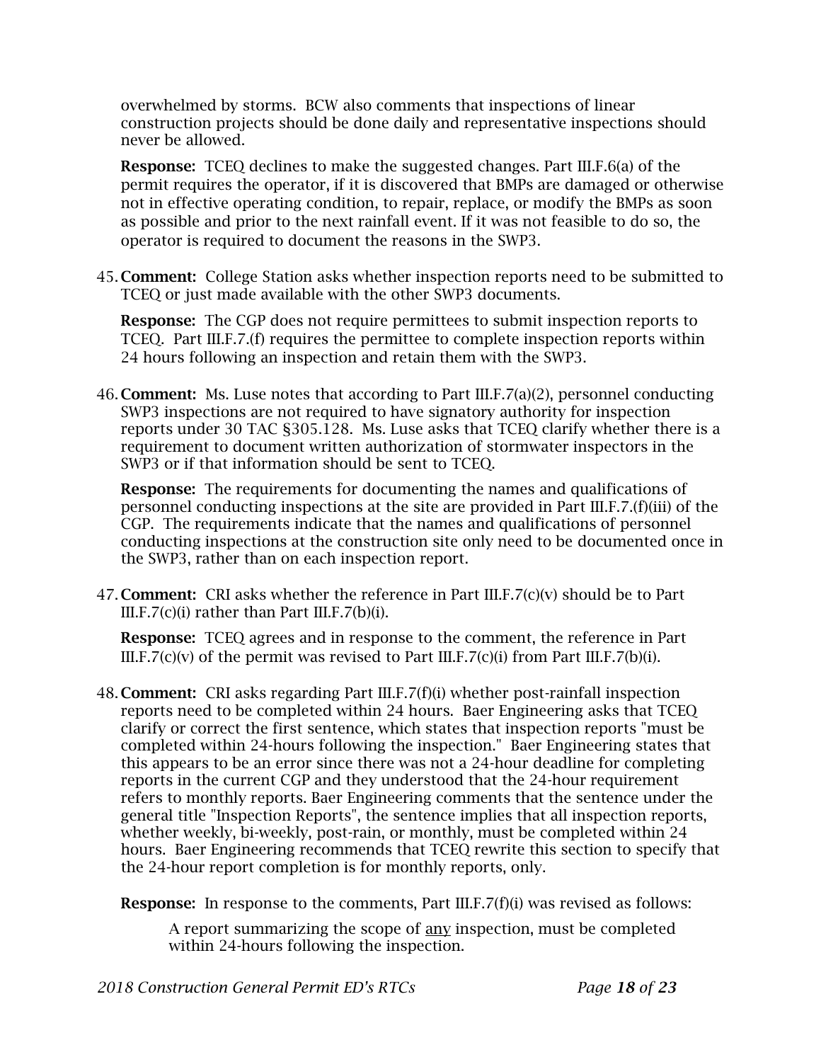overwhelmed by storms. BCW also comments that inspections of linear construction projects should be done daily and representative inspections should never be allowed.

**Response:** TCEQ declines to make the suggested changes. Part III.F.6(a) of the permit requires the operator, if it is discovered that BMPs are damaged or otherwise not in effective operating condition, to repair, replace, or modify the BMPs as soon as possible and prior to the next rainfall event. If it was not feasible to do so, the operator is required to document the reasons in the SWP3.

45. **Comment:** College Station asks whether inspection reports need to be submitted to TCEQ or just made available with the other SWP3 documents.

    **Response:** The CGP does not require permittees to submit inspection reports to TCEQ. Part III.F.7.(f) requires the permittee to complete inspection reports within 24 hours following an inspection and retain them with the SWP3.

46. **Comment:** Ms. Luse notes that according to Part III.F.7(a)(2), personnel conducting SWP3 inspections are not required to have signatory authority for inspection reports under 30 TAC §305.128. Ms. Luse asks that TCEQ clarify whether there is a requirement to document written authorization of stormwater inspectors in the SWP3 or if that information should be sent to TCEQ.

    **Response:** The requirements for documenting the names and qualifications of personnel conducting inspections at the site are provided in Part III.F.7.(f)(iii) of the CGP. The requirements indicate that the names and qualifications of personnel conducting inspections at the construction site only need to be documented once in the SWP3, rather than on each inspection report.

47. **Comment:** CRI asks whether the reference in Part III.F.7(c)(v) should be to Part III.F.7(c)(i) rather than Part III.F.7(b)(i).

    **Response:** TCEQ agrees and in response to the comment, the reference in Part III.F.7(c)(v) of the permit was revised to Part III.F.7(c)(i) from Part III.F.7(b)(i).

48. **Comment:** CRI asks regarding Part III.F.7(f)(i) whether post-rainfall inspection reports need to be completed within 24 hours. Baer Engineering asks that TCEQ clarify or correct the first sentence, which states that inspection reports "must be completed within 24-hours following the inspection." Baer Engineering states that this appears to be an error since there was not a 24-hour deadline for completing reports in the current CGP and they understood that the 24-hour requirement refers to monthly reports. Baer Engineering comments that the sentence under the general title "Inspection Reports", the sentence implies that all inspection reports, whether weekly, bi-weekly, post-rain, or monthly, must be completed within 24 hours. Baer Engineering recommends that TCEQ rewrite this section to specify that the 24-hour report completion is for monthly reports, only.

    **Response:** In response to the comments, Part III.F.7(f)(i) was revised as follows:

    > A report summarizing the scope of <u>any</u> inspection, must be completed within 24-hours following the inspection.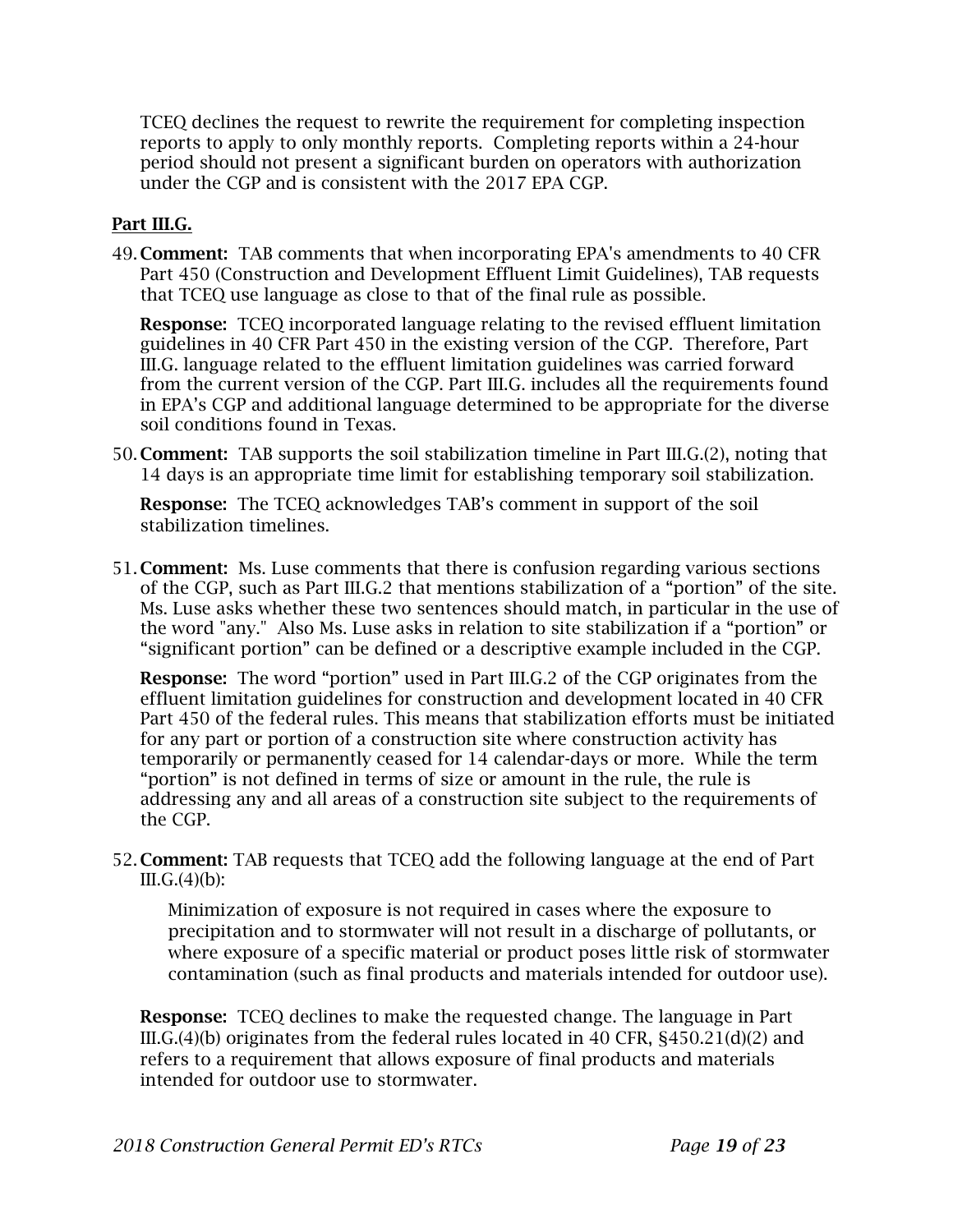TCEQ declines the request to rewrite the requirement for completing inspection reports to apply to only monthly reports. Completing reports within a 24-hour period should not present a significant burden on operators with authorization under the CGP and is consistent with the 2017 EPA CGP.

**Part III.G.**

49. **Comment:** TAB comments that when incorporating EPA's amendments to 40 CFR Part 450 (Construction and Development Effluent Limit Guidelines), TAB requests that TCEQ use language as close to that of the final rule as possible.

    **Response:** TCEQ incorporated language relating to the revised effluent limitation guidelines in 40 CFR Part 450 in the existing version of the CGP. Therefore, Part III.G. language related to the effluent limitation guidelines was carried forward from the current version of the CGP. Part III.G. includes all the requirements found in EPA's CGP and additional language determined to be appropriate for the diverse soil conditions found in Texas.

50. **Comment:** TAB supports the soil stabilization timeline in Part III.G.(2), noting that 14 days is an appropriate time limit for establishing temporary soil stabilization.

    **Response:** The TCEQ acknowledges TAB's comment in support of the soil stabilization timelines.

51. **Comment:** Ms. Luse comments that there is confusion regarding various sections of the CGP, such as Part III.G.2 that mentions stabilization of a "portion" of the site. Ms. Luse asks whether these two sentences should match, in particular in the use of the word "any." Also Ms. Luse asks in relation to site stabilization if a "portion" or "significant portion" can be defined or a descriptive example included in the CGP.

    **Response:** The word "portion" used in Part III.G.2 of the CGP originates from the effluent limitation guidelines for construction and development located in 40 CFR Part 450 of the federal rules. This means that stabilization efforts must be initiated for any part or portion of a construction site where construction activity has temporarily or permanently ceased for 14 calendar-days or more. While the term "portion" is not defined in terms of size or amount in the rule, the rule is addressing any and all areas of a construction site subject to the requirements of the CGP.

52. **Comment:** TAB requests that TCEQ add the following language at the end of Part III.G.(4)(b):

    > Minimization of exposure is not required in cases where the exposure to precipitation and to stormwater will not result in a discharge of pollutants, or where exposure of a specific material or product poses little risk of stormwater contamination (such as final products and materials intended for outdoor use).

    **Response:** TCEQ declines to make the requested change. The language in Part III.G.(4)(b) originates from the federal rules located in 40 CFR, §450.21(d)(2) and refers to a requirement that allows exposure of final products and materials intended for outdoor use to stormwater.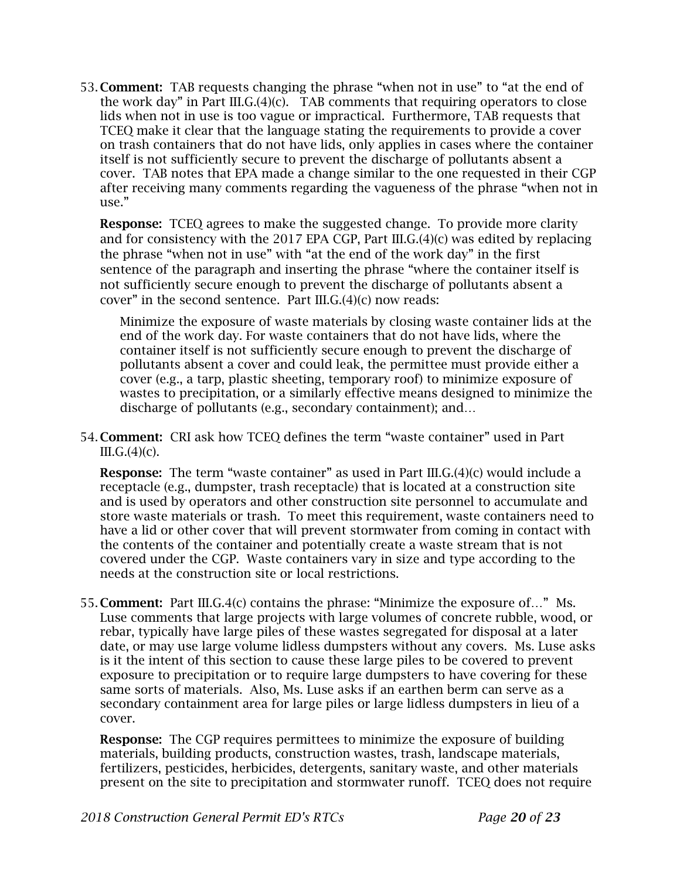53. **Comment:** TAB requests changing the phrase “when not in use” to “at the end of the work day” in Part III.G.(4)(c). TAB comments that requiring operators to close lids when not in use is too vague or impractical. Furthermore, TAB requests that TCEQ make it clear that the language stating the requirements to provide a cover on trash containers that do not have lids, only applies in cases where the container itself is not sufficiently secure to prevent the discharge of pollutants absent a cover. TAB notes that EPA made a change similar to the one requested in their CGP after receiving many comments regarding the vagueness of the phrase “when not in use.”

   **Response:** TCEQ agrees to make the suggested change. To provide more clarity and for consistency with the 2017 EPA CGP, Part III.G.(4)(c) was edited by replacing the phrase “when not in use” with “at the end of the work day” in the first sentence of the paragraph and inserting the phrase “where the container itself is not sufficiently secure enough to prevent the discharge of pollutants absent a cover” in the second sentence. Part III.G.(4)(c) now reads:

   > Minimize the exposure of waste materials by closing waste container lids at the end of the work day. For waste containers that do not have lids, where the container itself is not sufficiently secure enough to prevent the discharge of pollutants absent a cover and could leak, the permittee must provide either a cover (e.g., a tarp, plastic sheeting, temporary roof) to minimize exposure of wastes to precipitation, or a similarly effective means designed to minimize the discharge of pollutants (e.g., secondary containment); and…

54. **Comment:** CRI ask how TCEQ defines the term “waste container” used in Part III.G.(4)(c).

   **Response:** The term “waste container” as used in Part III.G.(4)(c) would include a receptacle (e.g., dumpster, trash receptacle) that is located at a construction site and is used by operators and other construction site personnel to accumulate and store waste materials or trash. To meet this requirement, waste containers need to have a lid or other cover that will prevent stormwater from coming in contact with the contents of the container and potentially create a waste stream that is not covered under the CGP. Waste containers vary in size and type according to the needs at the construction site or local restrictions.

55. **Comment:** Part III.G.4(c) contains the phrase: “Minimize the exposure of…” Ms. Luse comments that large projects with large volumes of concrete rubble, wood, or rebar, typically have large piles of these wastes segregated for disposal at a later date, or may use large volume lidless dumpsters without any covers. Ms. Luse asks is it the intent of this section to cause these large piles to be covered to prevent exposure to precipitation or to require large dumpsters to have covering for these same sorts of materials. Also, Ms. Luse asks if an earthen berm can serve as a secondary containment area for large piles or large lidless dumpsters in lieu of a cover.

   **Response:** The CGP requires permittees to minimize the exposure of building materials, building products, construction wastes, trash, landscape materials, fertilizers, pesticides, herbicides, detergents, sanitary waste, and other materials present on the site to precipitation and stormwater runoff. TCEQ does not require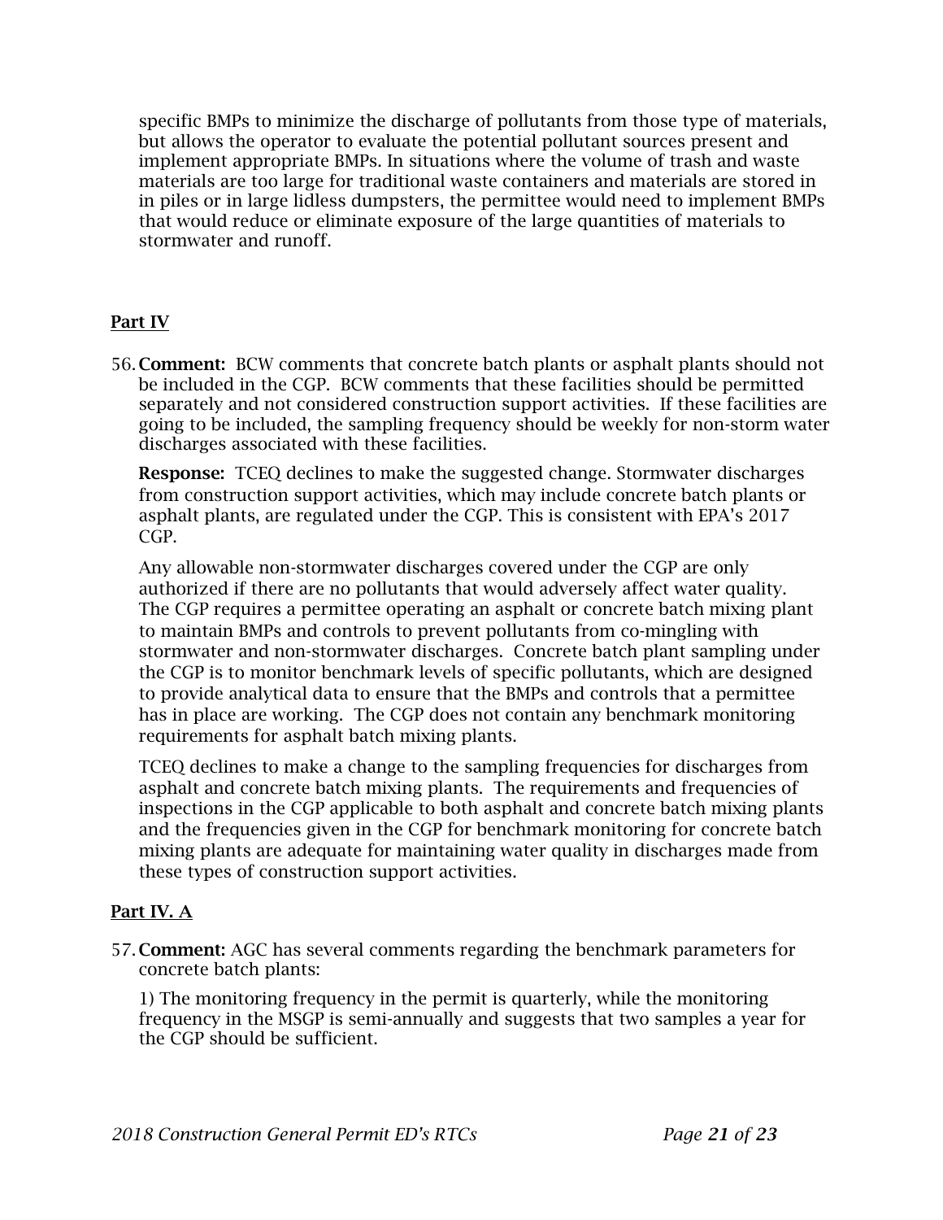specific BMPs to minimize the discharge of pollutants from those type of materials, but allows the operator to evaluate the potential pollutant sources present and implement appropriate BMPs. In situations where the volume of trash and waste materials are too large for traditional waste containers and materials are stored in in piles or in large lidless dumpsters, the permittee would need to implement BMPs that would reduce or eliminate exposure of the large quantities of materials to stormwater and runoff.

## Part IV

56. **Comment:** BCW comments that concrete batch plants or asphalt plants should not be included in the CGP. BCW comments that these facilities should be permitted separately and not considered construction support activities. If these facilities are going to be included, the sampling frequency should be weekly for non-storm water discharges associated with these facilities.

    **Response:** TCEQ declines to make the suggested change. Stormwater discharges from construction support activities, which may include concrete batch plants or asphalt plants, are regulated under the CGP. This is consistent with EPA's 2017 CGP.

    Any allowable non-stormwater discharges covered under the CGP are only authorized if there are no pollutants that would adversely affect water quality. The CGP requires a permittee operating an asphalt or concrete batch mixing plant to maintain BMPs and controls to prevent pollutants from co-mingling with stormwater and non-stormwater discharges. Concrete batch plant sampling under the CGP is to monitor benchmark levels of specific pollutants, which are designed to provide analytical data to ensure that the BMPs and controls that a permittee has in place are working. The CGP does not contain any benchmark monitoring requirements for asphalt batch mixing plants.

    TCEQ declines to make a change to the sampling frequencies for discharges from asphalt and concrete batch mixing plants. The requirements and frequencies of inspections in the CGP applicable to both asphalt and concrete batch mixing plants and the frequencies given in the CGP for benchmark monitoring for concrete batch mixing plants are adequate for maintaining water quality in discharges made from these types of construction support activities.

## Part IV. A

57. **Comment:** AGC has several comments regarding the benchmark parameters for concrete batch plants:

    1) The monitoring frequency in the permit is quarterly, while the monitoring frequency in the MSGP is semi-annually and suggests that two samples a year for the CGP should be sufficient.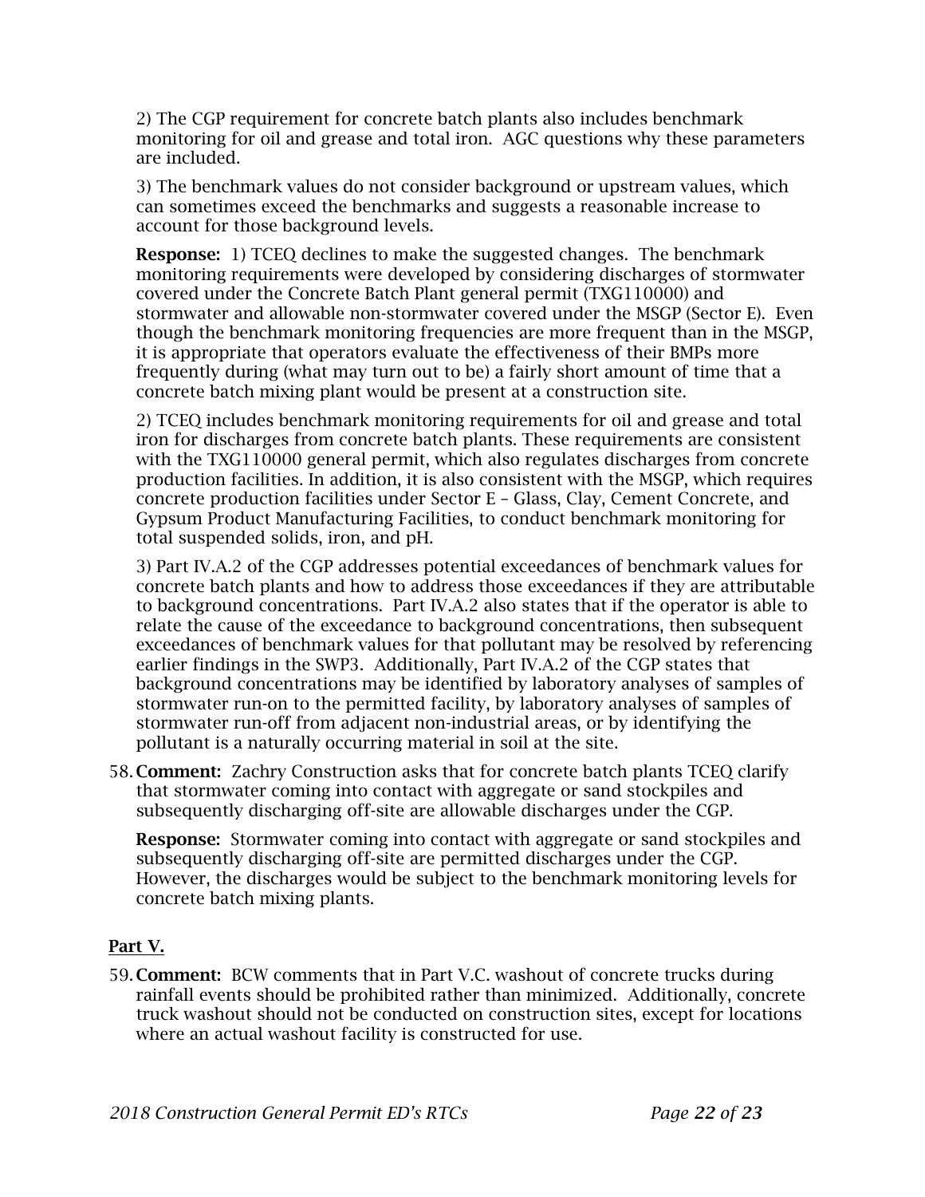2) The CGP requirement for concrete batch plants also includes benchmark monitoring for oil and grease and total iron. AGC questions why these parameters are included.

3) The benchmark values do not consider background or upstream values, which can sometimes exceed the benchmarks and suggests a reasonable increase to account for those background levels.

**Response:** 1) TCEQ declines to make the suggested changes. The benchmark monitoring requirements were developed by considering discharges of stormwater covered under the Concrete Batch Plant general permit (TXG110000) and stormwater and allowable non-stormwater covered under the MSGP (Sector E). Even though the benchmark monitoring frequencies are more frequent than in the MSGP, it is appropriate that operators evaluate the effectiveness of their BMPs more frequently during (what may turn out to be) a fairly short amount of time that a concrete batch mixing plant would be present at a construction site.

2) TCEQ includes benchmark monitoring requirements for oil and grease and total iron for discharges from concrete batch plants. These requirements are consistent with the TXG110000 general permit, which also regulates discharges from concrete production facilities. In addition, it is also consistent with the MSGP, which requires concrete production facilities under Sector E – Glass, Clay, Cement Concrete, and Gypsum Product Manufacturing Facilities, to conduct benchmark monitoring for total suspended solids, iron, and pH.

3) Part IV.A.2 of the CGP addresses potential exceedances of benchmark values for concrete batch plants and how to address those exceedances if they are attributable to background concentrations. Part IV.A.2 also states that if the operator is able to relate the cause of the exceedance to background concentrations, then subsequent exceedances of benchmark values for that pollutant may be resolved by referencing earlier findings in the SWP3. Additionally, Part IV.A.2 of the CGP states that background concentrations may be identified by laboratory analyses of samples of stormwater run-on to the permitted facility, by laboratory analyses of samples of stormwater run-off from adjacent non-industrial areas, or by identifying the pollutant is a naturally occurring material in soil at the site.

58. **Comment:** Zachry Construction asks that for concrete batch plants TCEQ clarify that stormwater coming into contact with aggregate or sand stockpiles and subsequently discharging off-site are allowable discharges under the CGP.

    **Response:** Stormwater coming into contact with aggregate or sand stockpiles and subsequently discharging off-site are permitted discharges under the CGP. However, the discharges would be subject to the benchmark monitoring levels for concrete batch mixing plants.

## Part V.

59. **Comment:** BCW comments that in Part V.C. washout of concrete trucks during rainfall events should be prohibited rather than minimized. Additionally, concrete truck washout should not be conducted on construction sites, except for locations where an actual washout facility is constructed for use.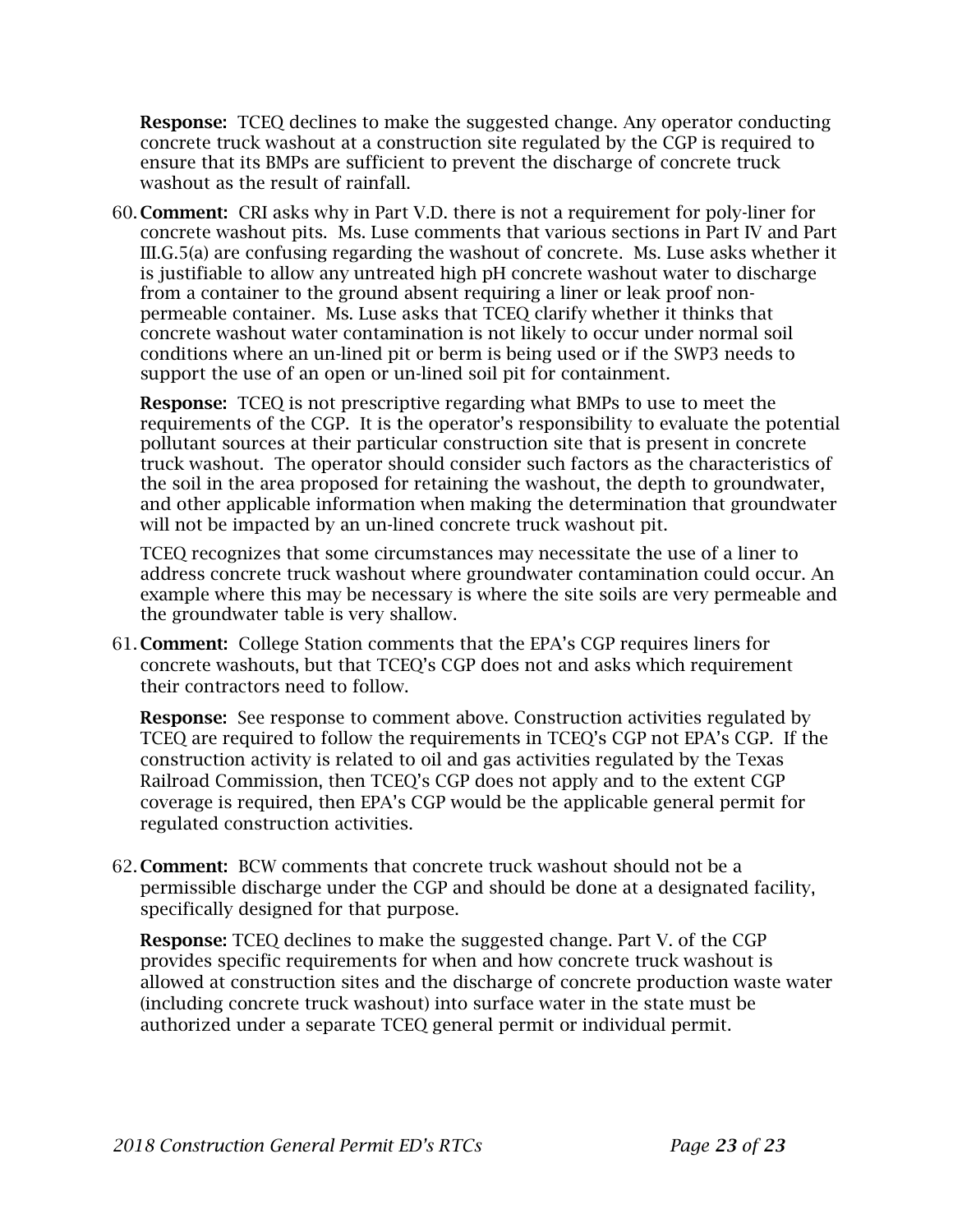**Response:** TCEQ declines to make the suggested change. Any operator conducting concrete truck washout at a construction site regulated by the CGP is required to ensure that its BMPs are sufficient to prevent the discharge of concrete truck washout as the result of rainfall.

60. **Comment:** CRI asks why in Part V.D. there is not a requirement for poly-liner for concrete washout pits. Ms. Luse comments that various sections in Part IV and Part III.G.5(a) are confusing regarding the washout of concrete. Ms. Luse asks whether it is justifiable to allow any untreated high pH concrete washout water to discharge from a container to the ground absent requiring a liner or leak proof non-permeable container. Ms. Luse asks that TCEQ clarify whether it thinks that concrete washout water contamination is not likely to occur under normal soil conditions where an un-lined pit or berm is being used or if the SWP3 needs to support the use of an open or un-lined soil pit for containment.

   **Response:** TCEQ is not prescriptive regarding what BMPs to use to meet the requirements of the CGP. It is the operator's responsibility to evaluate the potential pollutant sources at their particular construction site that is present in concrete truck washout. The operator should consider such factors as the characteristics of the soil in the area proposed for retaining the washout, the depth to groundwater, and other applicable information when making the determination that groundwater will not be impacted by an un-lined concrete truck washout pit.

   TCEQ recognizes that some circumstances may necessitate the use of a liner to address concrete truck washout where groundwater contamination could occur. An example where this may be necessary is where the site soils are very permeable and the groundwater table is very shallow.

61. **Comment:** College Station comments that the EPA's CGP requires liners for concrete washouts, but that TCEQ's CGP does not and asks which requirement their contractors need to follow.

   **Response:** See response to comment above. Construction activities regulated by TCEQ are required to follow the requirements in TCEQ's CGP not EPA's CGP. If the construction activity is related to oil and gas activities regulated by the Texas Railroad Commission, then TCEQ's CGP does not apply and to the extent CGP coverage is required, then EPA's CGP would be the applicable general permit for regulated construction activities.

62. **Comment:** BCW comments that concrete truck washout should not be a permissible discharge under the CGP and should be done at a designated facility, specifically designed for that purpose.

   **Response:** TCEQ declines to make the suggested change. Part V. of the CGP provides specific requirements for when and how concrete truck washout is allowed at construction sites and the discharge of concrete production waste water (including concrete truck washout) into surface water in the state must be authorized under a separate TCEQ general permit or individual permit.